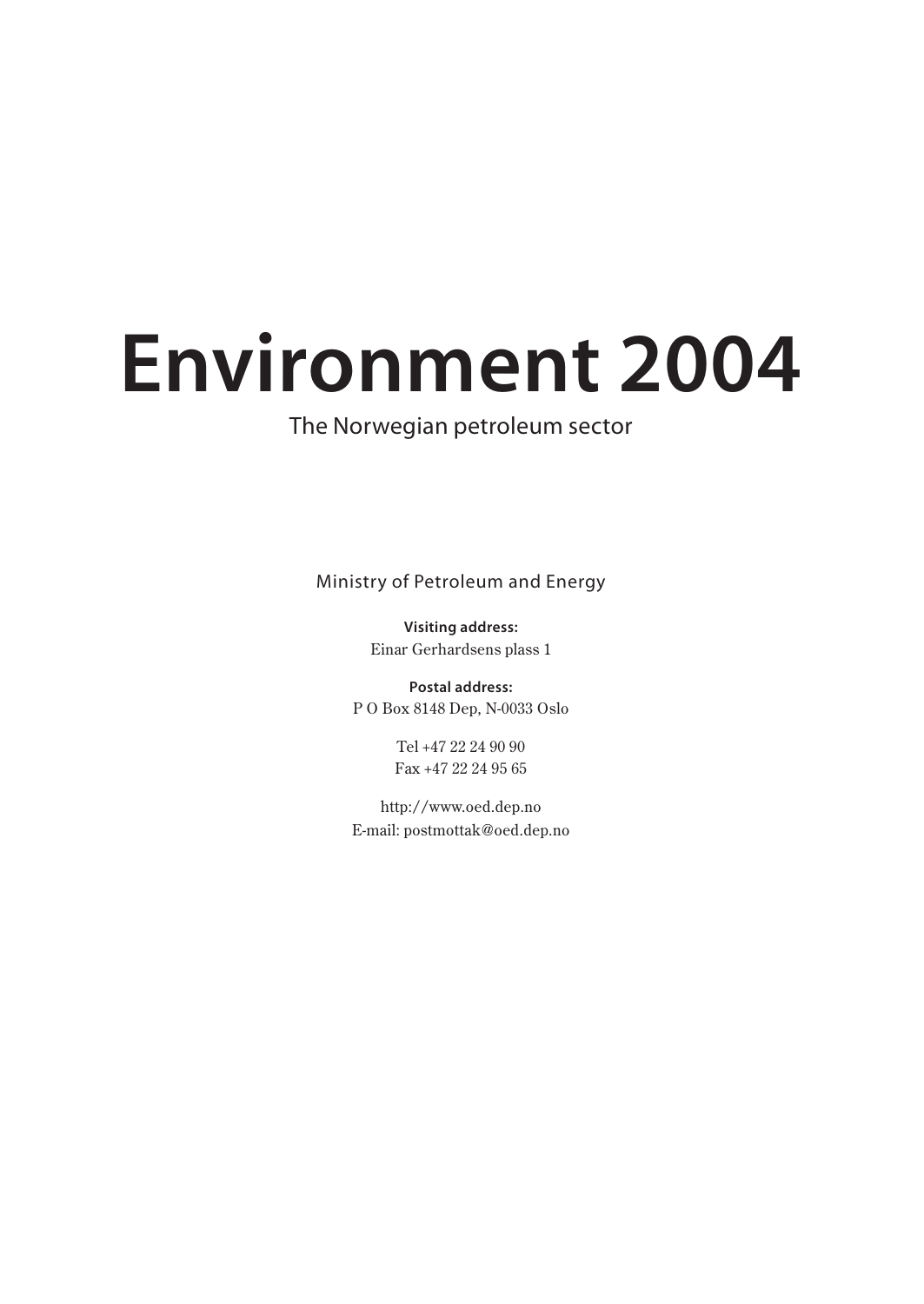# Environment 2004

The Norwegian petroleum sector

Ministry of Petroleum and Energy

**Visiting address:**
Einar Gerhardsens plass 1

**Postal address:**
P O Box 8148 Dep, N-0033 Oslo

Tel +47 22 24 90 90
Fax +47 22 24 95 65

http://www.oed.dep.no
E-mail: postmottak@oed.dep.no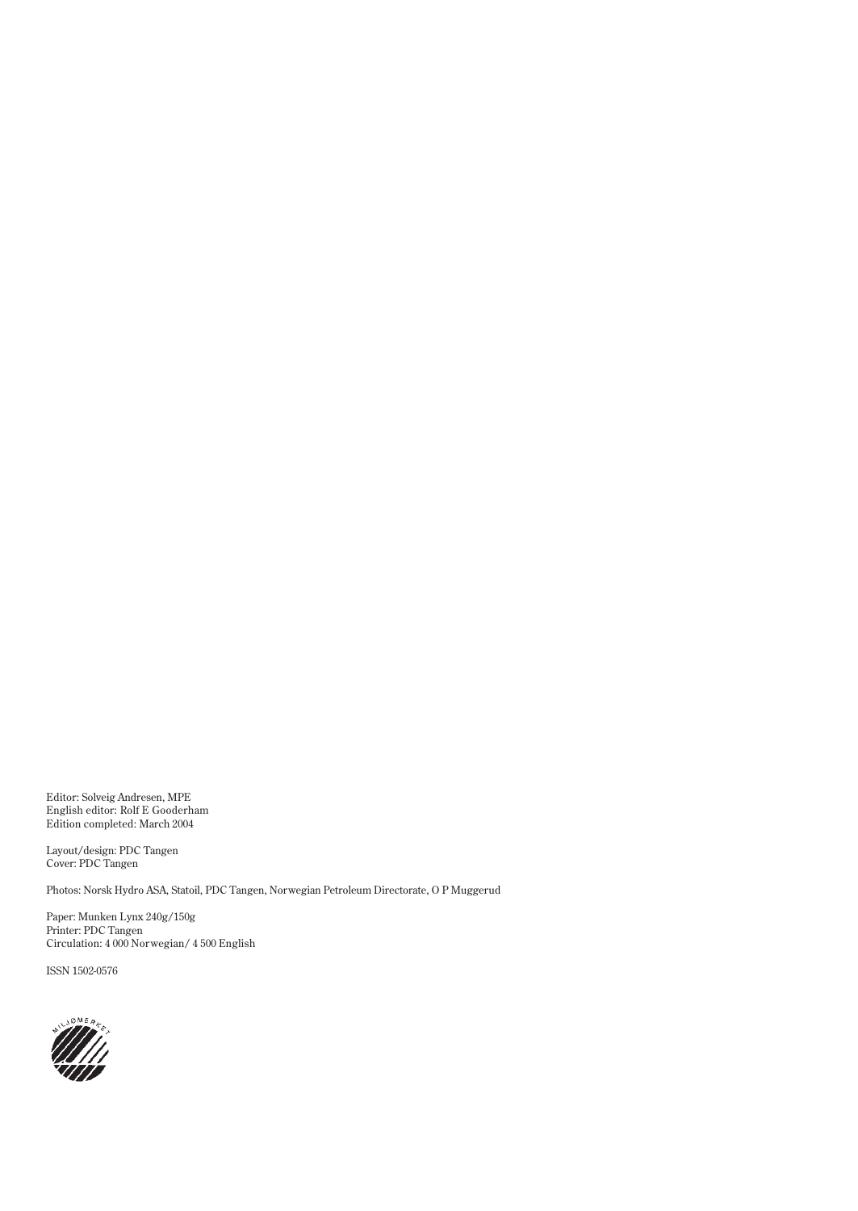Editor: Solveig Andresen, MPE
English editor: Rolf E Gooderham
Edition completed: March 2004

Layout/design: PDC Tangen
Cover: PDC Tangen

Photos: Norsk Hydro ASA, Statoil, PDC Tangen, Norwegian Petroleum Directorate, O P Muggerud

Paper: Munken Lynx 240g/150g
Printer: PDC Tangen
Circulation: 4 000 Norwegian/ 4 500 English

ISSN 1502-0576

MILJØMERKET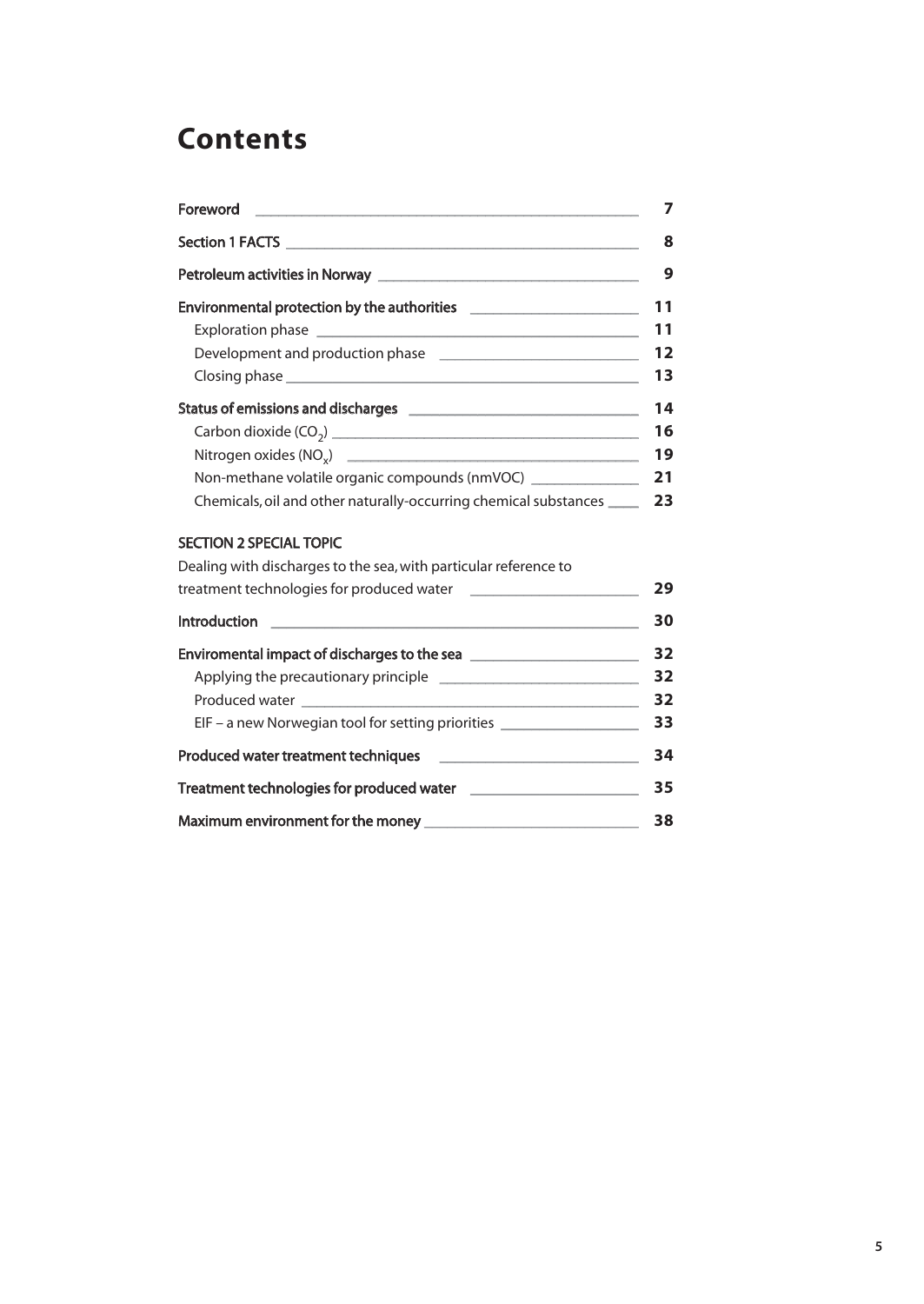# Contents

| | |
|---|---|
| **Foreword** | 7 |
| **Section 1 FACTS** | 8 |
| **Petroleum activities in Norway** | 9 |
| **Environmental protection by the authorities** | 11 |
| Exploration phase | 11 |
| Development and production phase | 12 |
| Closing phase | 13 |
| **Status of emissions and discharges** | 14 |
| Carbon dioxide ($CO_2$) | 16 |
| Nitrogen oxides ($NO_x$) | 19 |
| Non-methane volatile organic compounds (nmVOC) | 21 |
| Chemicals, oil and other naturally-occurring chemical substances | 23 |
| **SECTION 2 SPECIAL TOPIC** | |
| Dealing with discharges to the sea, with particular reference to treatment technologies for produced water | 29 |
| **Introduction** | 30 |
| **Enviromental impact of discharges to the sea** | 32 |
| Applying the precautionary principle | 32 |
| Produced water | 32 |
| EIF – a new Norwegian tool for setting priorities | 33 |
| **Produced water treatment techniques** | 34 |
| **Treatment technologies for produced water** | 35 |
| **Maximum environment for the money** | 38 |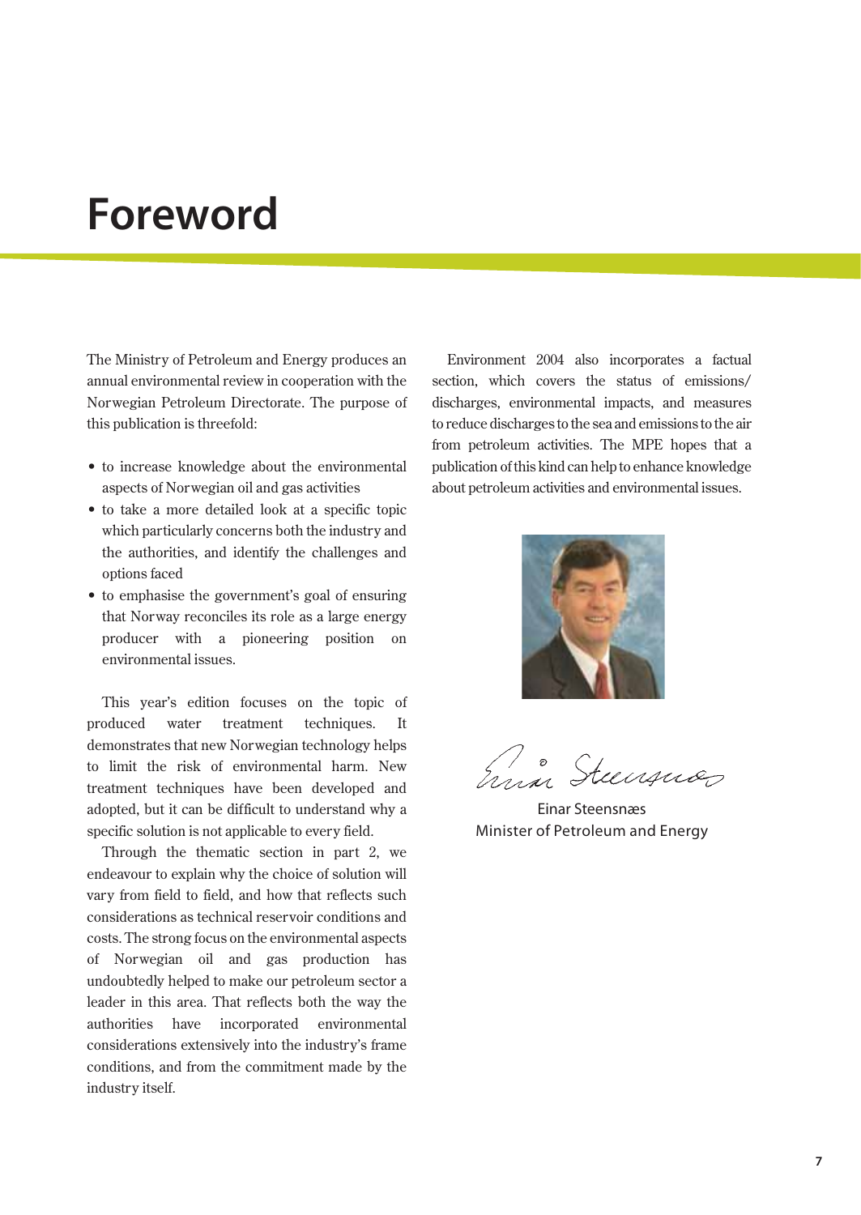# Foreword

The Ministry of Petroleum and Energy produces an annual environmental review in cooperation with the Norwegian Petroleum Directorate. The purpose of this publication is threefold:

- to increase knowledge about the environmental aspects of Norwegian oil and gas activities
- to take a more detailed look at a specific topic which particularly concerns both the industry and the authorities, and identify the challenges and options faced
- to emphasise the government's goal of ensuring that Norway reconciles its role as a large energy producer with a pioneering position on environmental issues.

This year's edition focuses on the topic of produced water treatment techniques. It demonstrates that new Norwegian technology helps to limit the risk of environmental harm. New treatment techniques have been developed and adopted, but it can be difficult to understand why a specific solution is not applicable to every field.

Through the thematic section in part 2, we endeavour to explain why the choice of solution will vary from field to field, and how that reflects such considerations as technical reservoir conditions and costs. The strong focus on the environmental aspects of Norwegian oil and gas production has undoubtedly helped to make our petroleum sector a leader in this area. That reflects both the way the authorities have incorporated environmental considerations extensively into the industry's frame conditions, and from the commitment made by the industry itself.

Environment 2004 also incorporates a factual section, which covers the status of emissions/discharges, environmental impacts, and measures to reduce discharges to the sea and emissions to the air from petroleum activities. The MPE hopes that a publication of this kind can help to enhance knowledge about petroleum activities and environmental issues.

Einar Steensnæs
Minister of Petroleum and Energy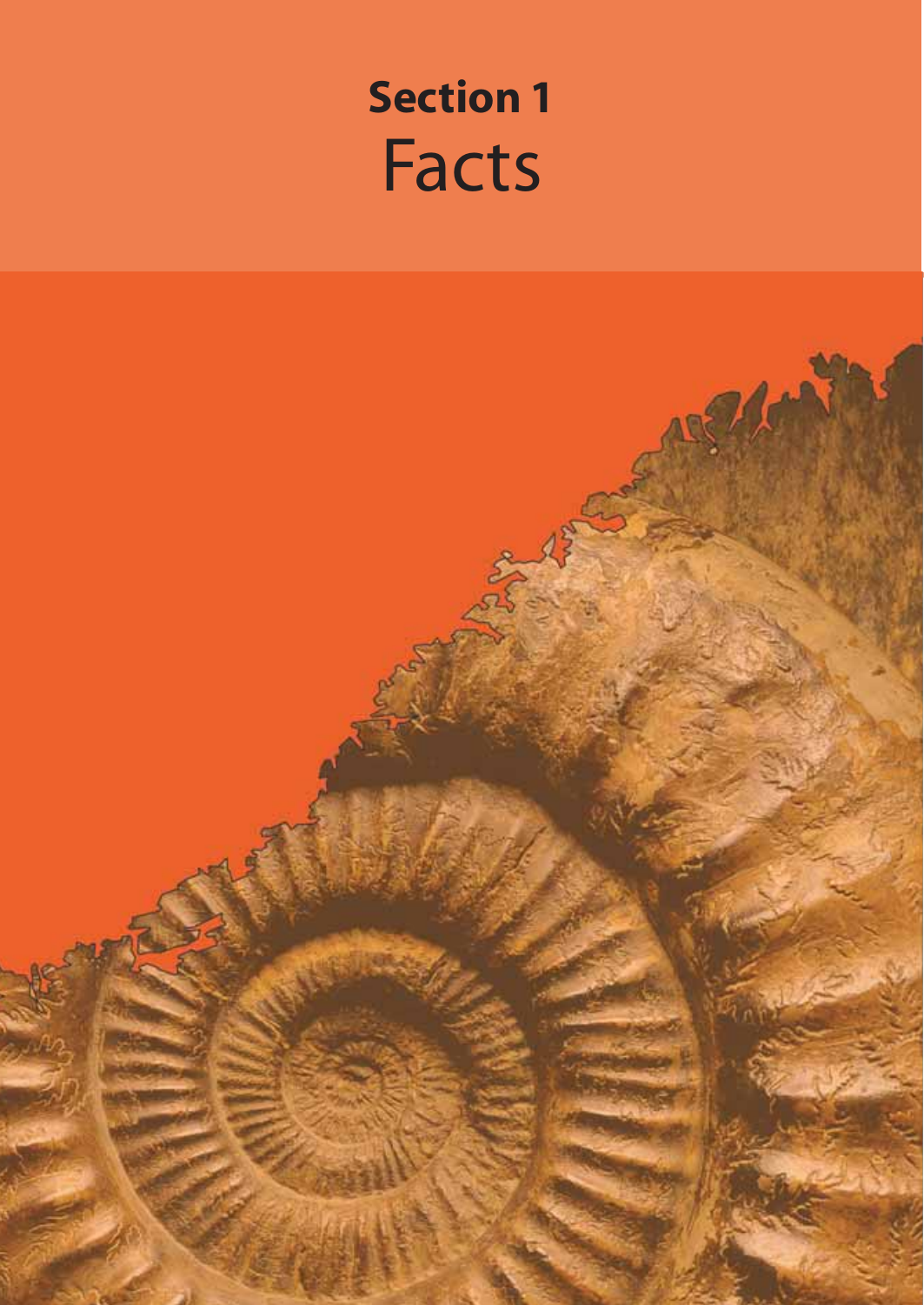# Section 1
# Facts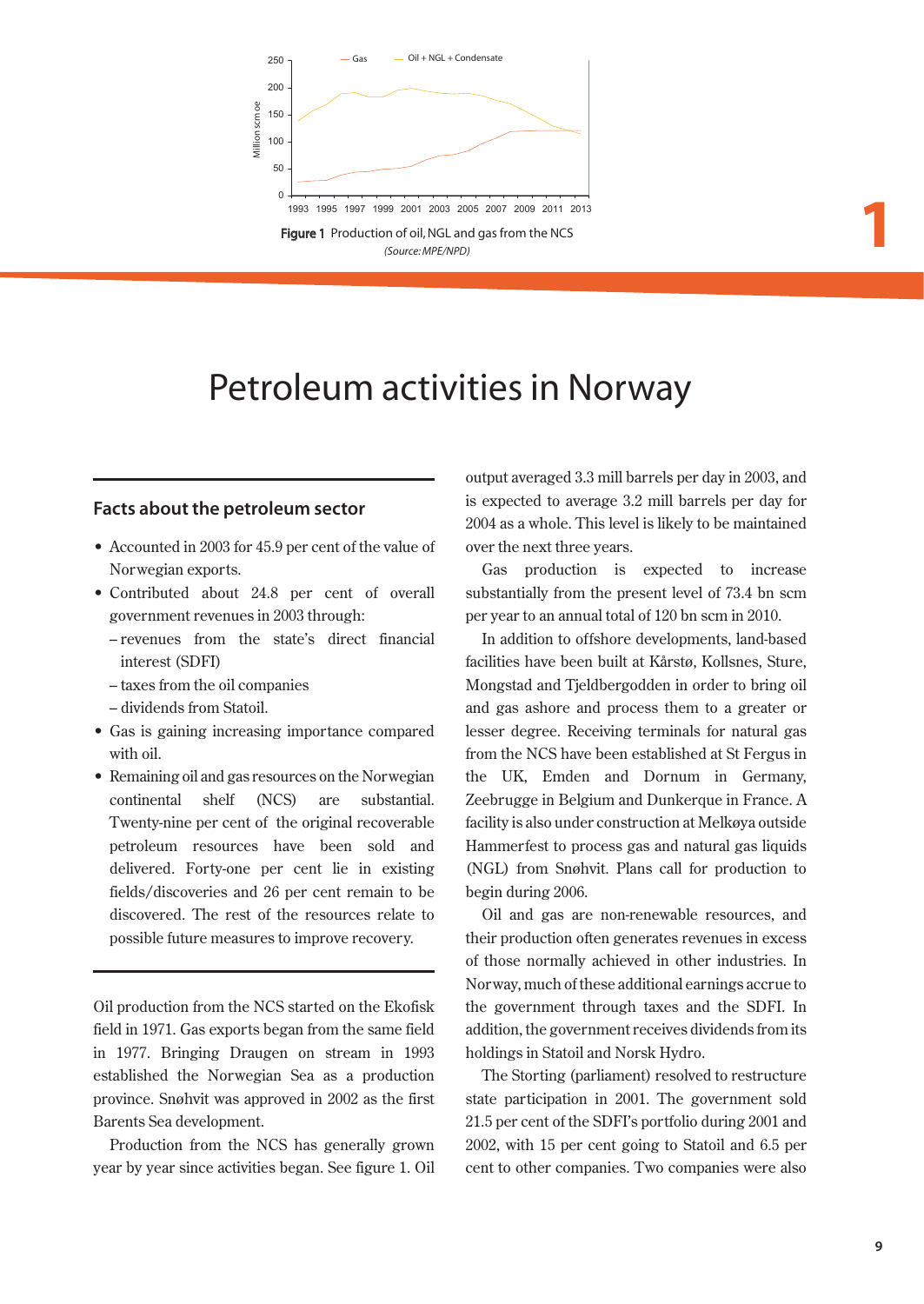Figure 1 Production of oil, NGL and gas from the NCS

*(Source: MPE/NPD)*

# Petroleum activities in Norway

## Facts about the petroleum sector

- Accounted in 2003 for 45.9 per cent of the value of Norwegian exports.
- Contributed about 24.8 per cent of overall government revenues in 2003 through:
  - revenues from the state's direct financial interest (SDFI)
  - taxes from the oil companies
  - dividends from Statoil.
- Gas is gaining increasing importance compared with oil.
- Remaining oil and gas resources on the Norwegian continental shelf (NCS) are substantial. Twenty-nine per cent of the original recoverable petroleum resources have been sold and delivered. Forty-one per cent lie in existing fields/discoveries and 26 per cent remain to be discovered. The rest of the resources relate to possible future measures to improve recovery.

Oil production from the NCS started on the Ekofisk field in 1971. Gas exports began from the same field in 1977. Bringing Draugen on stream in 1993 established the Norwegian Sea as a production province. Snøhvit was approved in 2002 as the first Barents Sea development.

Production from the NCS has generally grown year by year since activities began. See figure 1. Oil output averaged 3.3 mill barrels per day in 2003, and is expected to average 3.2 mill barrels per day for 2004 as a whole. This level is likely to be maintained over the next three years.

Gas production is expected to increase substantially from the present level of 73.4 bn scm per year to an annual total of 120 bn scm in 2010.

In addition to offshore developments, land-based facilities have been built at Kårstø, Kollsnes, Sture, Mongstad and Tjeldbergodden in order to bring oil and gas ashore and process them to a greater or lesser degree. Receiving terminals for natural gas from the NCS have been established at St Fergus in the UK, Emden and Dornum in Germany, Zeebrugge in Belgium and Dunkerque in France. A facility is also under construction at Melkøya outside Hammerfest to process gas and natural gas liquids (NGL) from Snøhvit. Plans call for production to begin during 2006.

Oil and gas are non-renewable resources, and their production often generates revenues in excess of those normally achieved in other industries. In Norway, much of these additional earnings accrue to the government through taxes and the SDFI. In addition, the government receives dividends from its holdings in Statoil and Norsk Hydro.

The Storting (parliament) resolved to restructure state participation in 2001. The government sold 21.5 per cent of the SDFI's portfolio during 2001 and 2002, with 15 per cent going to Statoil and 6.5 per cent to other companies. Two companies were also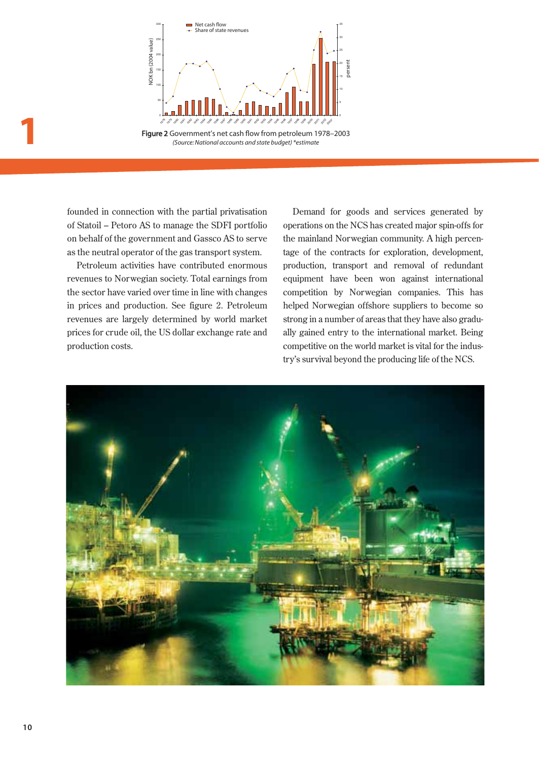**Figure 2** Government's net cash flow from petroleum 1978–2003

*(Source: National accounts and state budget) \*estimate*

founded in connection with the partial privatisation of Statoil – Petoro AS to manage the SDFI portfolio on behalf of the government and Gassco AS to serve as the neutral operator of the gas transport system.

Petroleum activities have contributed enormous revenues to Norwegian society. Total earnings from the sector have varied over time in line with changes in prices and production. See figure 2. Petroleum revenues are largely determined by world market prices for crude oil, the US dollar exchange rate and production costs.

Demand for goods and services generated by operations on the NCS has created major spin-offs for the mainland Norwegian community. A high percentage of the contracts for exploration, development, production, transport and removal of redundant equipment have been won against international competition by Norwegian companies. This has helped Norwegian offshore suppliers to become so strong in a number of areas that they have also gradually gained entry to the international market. Being competitive on the world market is vital for the industry's survival beyond the producing life of the NCS.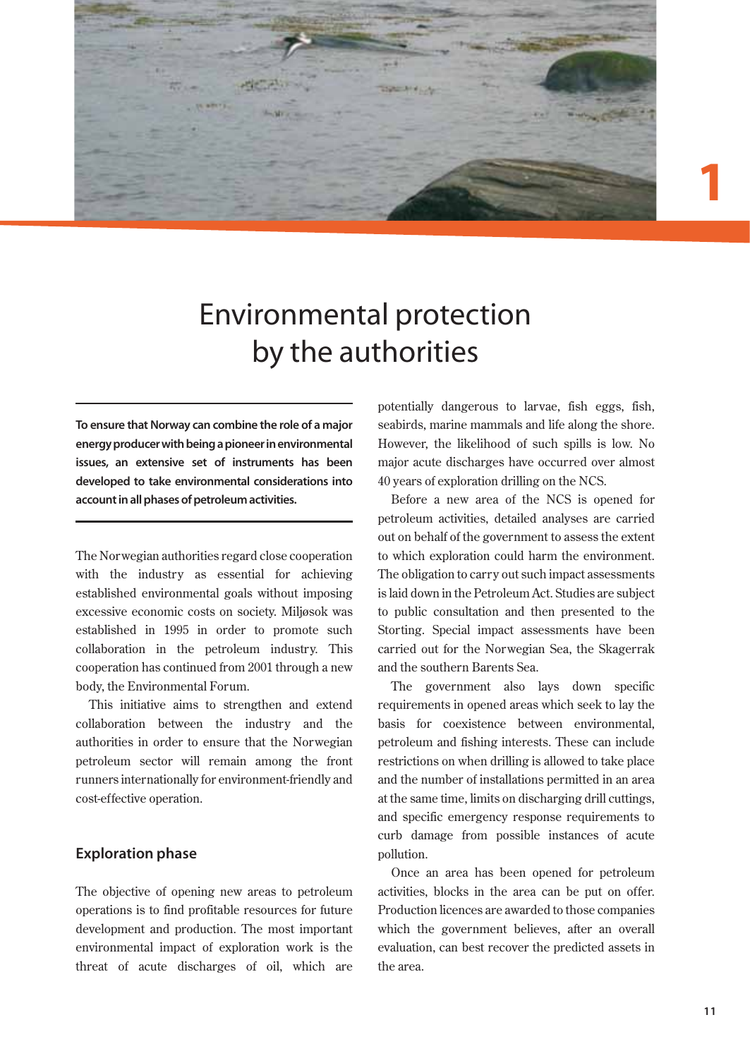# Environmental protection by the authorities

**To ensure that Norway can combine the role of a major energy producer with being a pioneer in environmental issues, an extensive set of instruments has been developed to take environmental considerations into account in all phases of petroleum activities.**

The Norwegian authorities regard close cooperation with the industry as essential for achieving established environmental goals without imposing excessive economic costs on society. Miljøsok was established in 1995 in order to promote such collaboration in the petroleum industry. This cooperation has continued from 2001 through a new body, the Environmental Forum.

This initiative aims to strengthen and extend collaboration between the industry and the authorities in order to ensure that the Norwegian petroleum sector will remain among the front runners internationally for environment-friendly and cost-effective operation.

## Exploration phase

The objective of opening new areas to petroleum operations is to find profitable resources for future development and production. The most important environmental impact of exploration work is the threat of acute discharges of oil, which are potentially dangerous to larvae, fish eggs, fish, seabirds, marine mammals and life along the shore. However, the likelihood of such spills is low. No major acute discharges have occurred over almost 40 years of exploration drilling on the NCS.

Before a new area of the NCS is opened for petroleum activities, detailed analyses are carried out on behalf of the government to assess the extent to which exploration could harm the environment. The obligation to carry out such impact assessments is laid down in the Petroleum Act. Studies are subject to public consultation and then presented to the Storting. Special impact assessments have been carried out for the Norwegian Sea, the Skagerrak and the southern Barents Sea.

The government also lays down specific requirements in opened areas which seek to lay the basis for coexistence between environmental, petroleum and fishing interests. These can include restrictions on when drilling is allowed to take place and the number of installations permitted in an area at the same time, limits on discharging drill cuttings, and specific emergency response requirements to curb damage from possible instances of acute pollution.

Once an area has been opened for petroleum activities, blocks in the area can be put on offer. Production licences are awarded to those companies which the government believes, after an overall evaluation, can best recover the predicted assets in the area.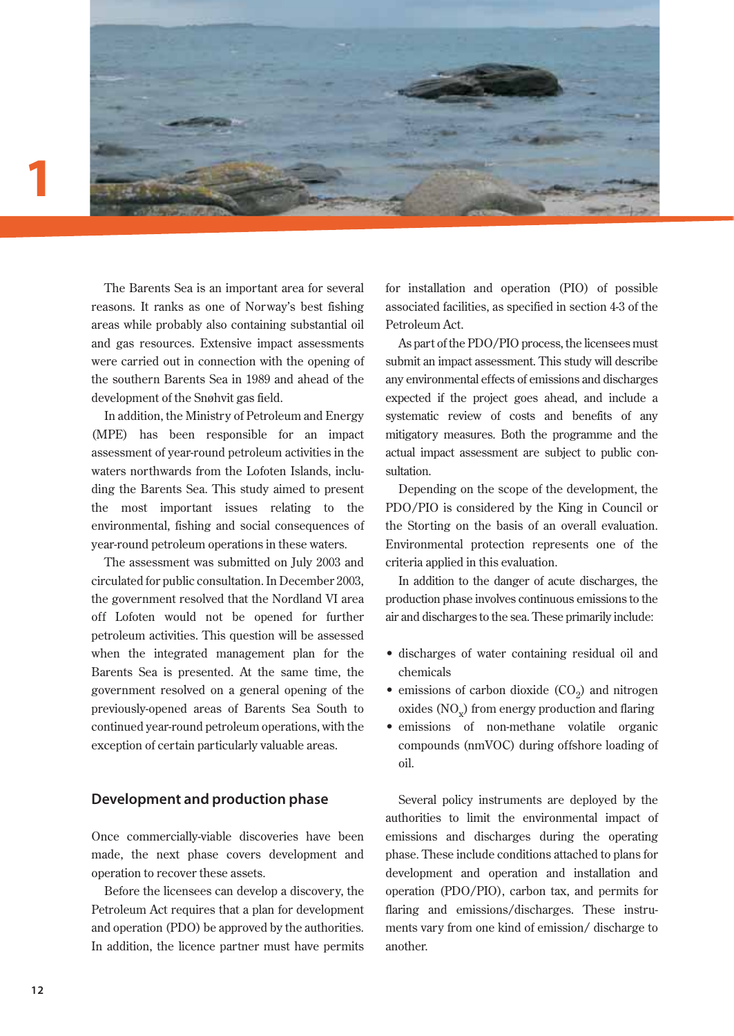The Barents Sea is an important area for several reasons. It ranks as one of Norway's best fishing areas while probably also containing substantial oil and gas resources. Extensive impact assessments were carried out in connection with the opening of the southern Barents Sea in 1989 and ahead of the development of the Snøhvit gas field.

In addition, the Ministry of Petroleum and Energy (MPE) has been responsible for an impact assessment of year-round petroleum activities in the waters northwards from the Lofoten Islands, including the Barents Sea. This study aimed to present the most important issues relating to the environmental, fishing and social consequences of year-round petroleum operations in these waters.

The assessment was submitted on July 2003 and circulated for public consultation. In December 2003, the government resolved that the Nordland VI area off Lofoten would not be opened for further petroleum activities. This question will be assessed when the integrated management plan for the Barents Sea is presented. At the same time, the government resolved on a general opening of the previously-opened areas of Barents Sea South to continued year-round petroleum operations, with the exception of certain particularly valuable areas.

## Development and production phase

Once commercially-viable discoveries have been made, the next phase covers development and operation to recover these assets.

Before the licensees can develop a discovery, the Petroleum Act requires that a plan for development and operation (PDO) be approved by the authorities. In addition, the licence partner must have permits for installation and operation (PIO) of possible associated facilities, as specified in section 4-3 of the Petroleum Act.

As part of the PDO/PIO process, the licensees must submit an impact assessment. This study will describe any environmental effects of emissions and discharges expected if the project goes ahead, and include a systematic review of costs and benefits of any mitigatory measures. Both the programme and the actual impact assessment are subject to public consultation.

Depending on the scope of the development, the PDO/PIO is considered by the King in Council or the Storting on the basis of an overall evaluation. Environmental protection represents one of the criteria applied in this evaluation.

In addition to the danger of acute discharges, the production phase involves continuous emissions to the air and discharges to the sea. These primarily include:

- discharges of water containing residual oil and chemicals
- emissions of carbon dioxide ($CO_2$) and nitrogen oxides ($NO_x$) from energy production and flaring
- emissions of non-methane volatile organic compounds (nmVOC) during offshore loading of oil.

Several policy instruments are deployed by the authorities to limit the environmental impact of emissions and discharges during the operating phase. These include conditions attached to plans for development and operation and installation and operation (PDO/PIO), carbon tax, and permits for flaring and emissions/discharges. These instruments vary from one kind of emission/ discharge to another.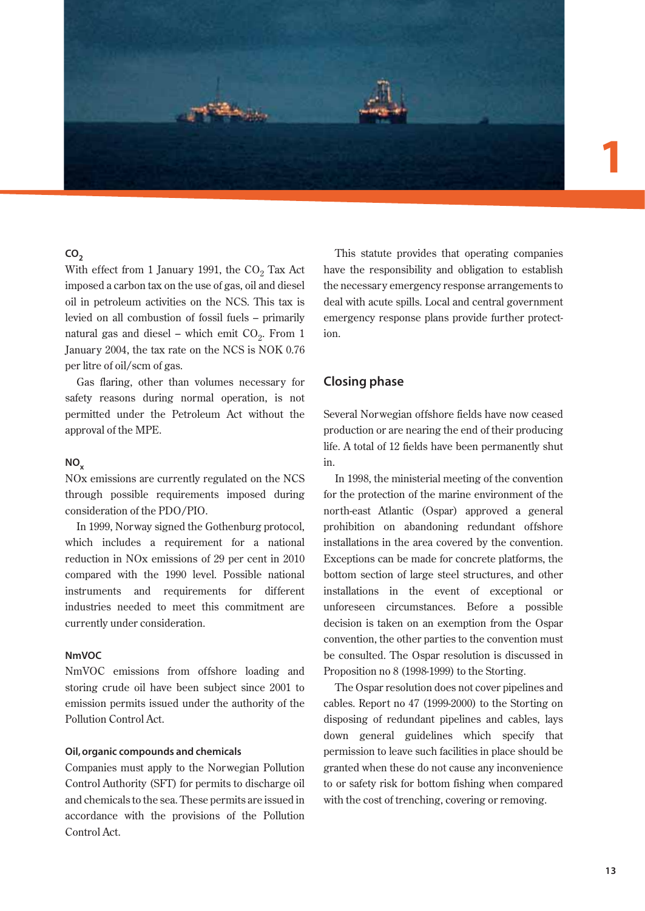#### $CO_2$

With effect from 1 January 1991, the $CO_2$ Tax Act imposed a carbon tax on the use of gas, oil and diesel oil in petroleum activities on the NCS. This tax is levied on all combustion of fossil fuels – primarily natural gas and diesel – which emit $CO_2$. From 1 January 2004, the tax rate on the NCS is NOK 0.76 per litre of oil/scm of gas.

Gas flaring, other than volumes necessary for safety reasons during normal operation, is not permitted under the Petroleum Act without the approval of the MPE.

#### $NO_x$

NOx emissions are currently regulated on the NCS through possible requirements imposed during consideration of the PDO/PIO.

In 1999, Norway signed the Gothenburg protocol, which includes a requirement for a national reduction in NOx emissions of 29 per cent in 2010 compared with the 1990 level. Possible national instruments and requirements for different industries needed to meet this commitment are currently under consideration.

#### NmVOC

NmVOC emissions from offshore loading and storing crude oil have been subject since 2001 to emission permits issued under the authority of the Pollution Control Act.

#### Oil, organic compounds and chemicals

Companies must apply to the Norwegian Pollution Control Authority (SFT) for permits to discharge oil and chemicals to the sea. These permits are issued in accordance with the provisions of the Pollution Control Act.

This statute provides that operating companies have the responsibility and obligation to establish the necessary emergency response arrangements to deal with acute spills. Local and central government emergency response plans provide further protection.

## Closing phase

Several Norwegian offshore fields have now ceased production or are nearing the end of their producing life. A total of 12 fields have been permanently shut in.

In 1998, the ministerial meeting of the convention for the protection of the marine environment of the north-east Atlantic (Ospar) approved a general prohibition on abandoning redundant offshore installations in the area covered by the convention. Exceptions can be made for concrete platforms, the bottom section of large steel structures, and other installations in the event of exceptional or unforeseen circumstances. Before a possible decision is taken on an exemption from the Ospar convention, the other parties to the convention must be consulted. The Ospar resolution is discussed in Proposition no 8 (1998-1999) to the Storting.

The Ospar resolution does not cover pipelines and cables. Report no 47 (1999-2000) to the Storting on disposing of redundant pipelines and cables, lays down general guidelines which specify that permission to leave such facilities in place should be granted when these do not cause any inconvenience to or safety risk for bottom fishing when compared with the cost of trenching, covering or removing.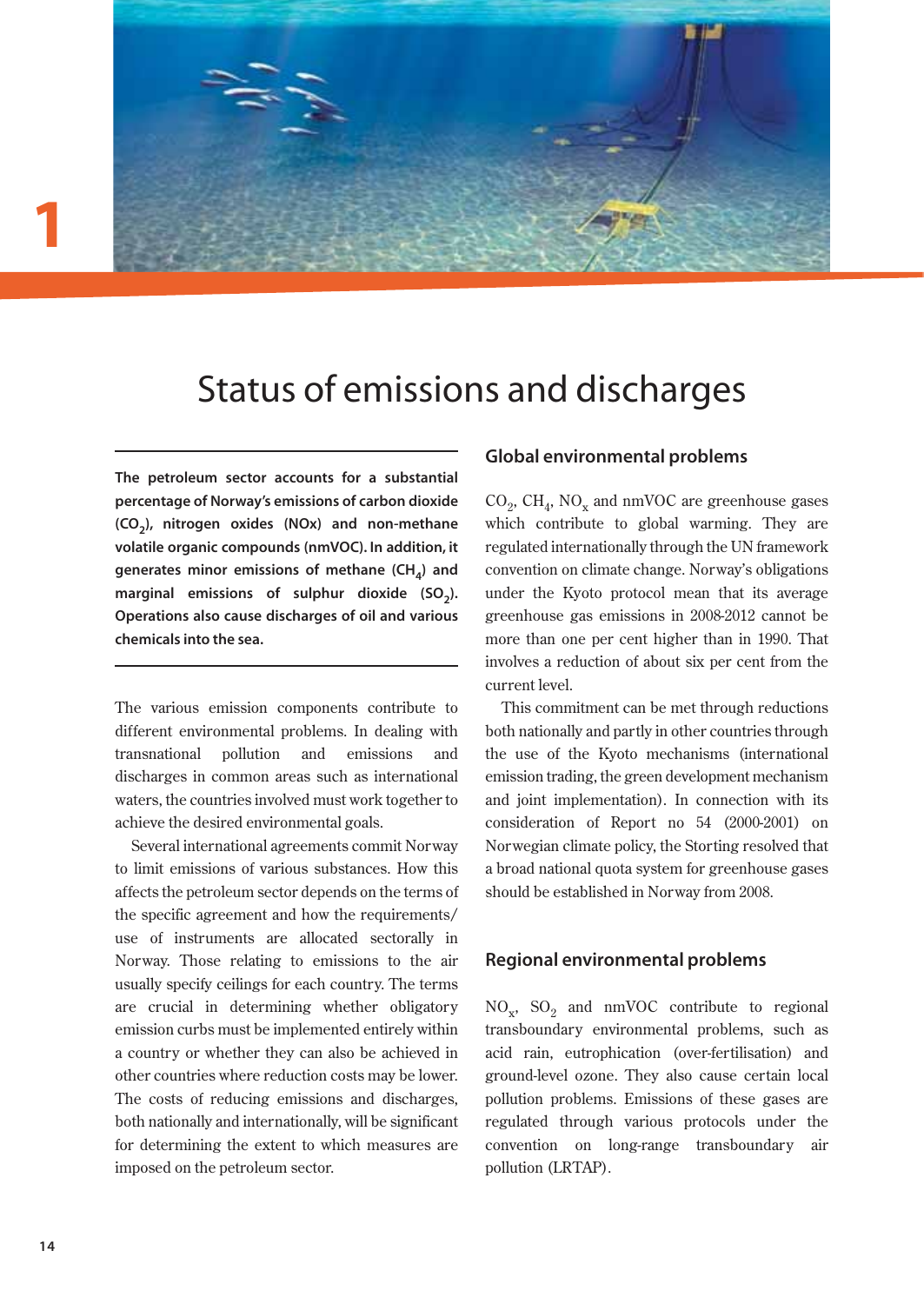# Status of emissions and discharges

**The petroleum sector accounts for a substantial percentage of Norway's emissions of carbon dioxide ($CO_2$), nitrogen oxides (NOx) and non-methane volatile organic compounds (nmVOC). In addition, it generates minor emissions of methane ($CH_4$) and marginal emissions of sulphur dioxide ($SO_2$). Operations also cause discharges of oil and various chemicals into the sea.**

The various emission components contribute to different environmental problems. In dealing with transnational pollution and emissions and discharges in common areas such as international waters, the countries involved must work together to achieve the desired environmental goals.

Several international agreements commit Norway to limit emissions of various substances. How this affects the petroleum sector depends on the terms of the specific agreement and how the requirements/use of instruments are allocated sectorally in Norway. Those relating to emissions to the air usually specify ceilings for each country. The terms are crucial in determining whether obligatory emission curbs must be implemented entirely within a country or whether they can also be achieved in other countries where reduction costs may be lower. The costs of reducing emissions and discharges, both nationally and internationally, will be significant for determining the extent to which measures are imposed on the petroleum sector.

## Global environmental problems

$CO_2$, $CH_4$, $NO_x$ and nmVOC are greenhouse gases which contribute to global warming. They are regulated internationally through the UN framework convention on climate change. Norway's obligations under the Kyoto protocol mean that its average greenhouse gas emissions in 2008-2012 cannot be more than one per cent higher than in 1990. That involves a reduction of about six per cent from the current level.

This commitment can be met through reductions both nationally and partly in other countries through the use of the Kyoto mechanisms (international emission trading, the green development mechanism and joint implementation). In connection with its consideration of Report no 54 (2000-2001) on Norwegian climate policy, the Storting resolved that a broad national quota system for greenhouse gases should be established in Norway from 2008.

## Regional environmental problems

$NO_x$, $SO_2$ and nmVOC contribute to regional transboundary environmental problems, such as acid rain, eutrophication (over-fertilisation) and ground-level ozone. They also cause certain local pollution problems. Emissions of these gases are regulated through various protocols under the convention on long-range transboundary air pollution (LRTAP).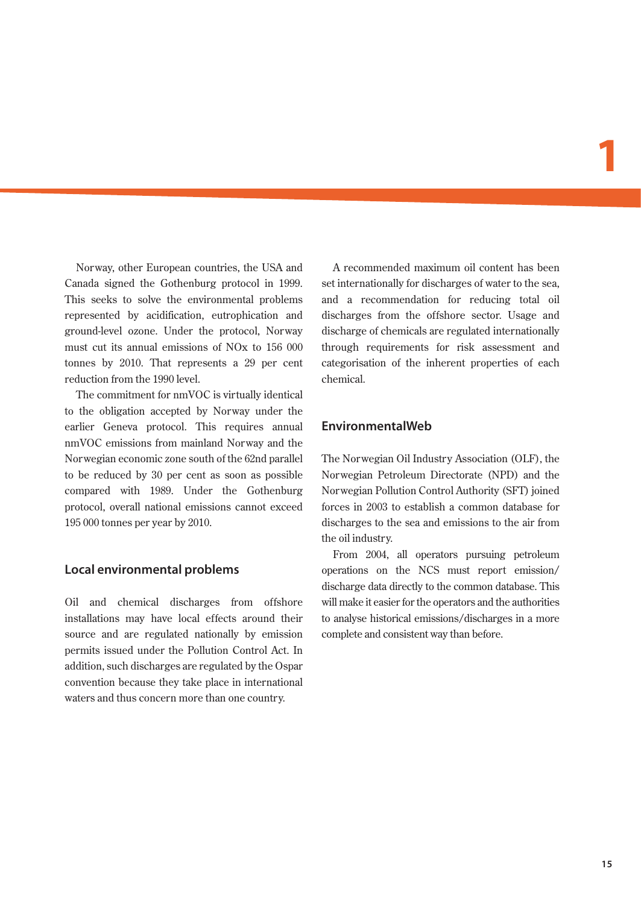Norway, other European countries, the USA and Canada signed the Gothenburg protocol in 1999. This seeks to solve the environmental problems represented by acidification, eutrophication and ground-level ozone. Under the protocol, Norway must cut its annual emissions of NOx to 156 000 tonnes by 2010. That represents a 29 per cent reduction from the 1990 level.

The commitment for nmVOC is virtually identical to the obligation accepted by Norway under the earlier Geneva protocol. This requires annual nmVOC emissions from mainland Norway and the Norwegian economic zone south of the 62nd parallel to be reduced by 30 per cent as soon as possible compared with 1989. Under the Gothenburg protocol, overall national emissions cannot exceed 195 000 tonnes per year by 2010.

## Local environmental problems

Oil and chemical discharges from offshore installations may have local effects around their source and are regulated nationally by emission permits issued under the Pollution Control Act. In addition, such discharges are regulated by the Ospar convention because they take place in international waters and thus concern more than one country.

A recommended maximum oil content has been set internationally for discharges of water to the sea, and a recommendation for reducing total oil discharges from the offshore sector. Usage and discharge of chemicals are regulated internationally through requirements for risk assessment and categorisation of the inherent properties of each chemical.

## EnvironmentalWeb

The Norwegian Oil Industry Association (OLF), the Norwegian Petroleum Directorate (NPD) and the Norwegian Pollution Control Authority (SFT) joined forces in 2003 to establish a common database for discharges to the sea and emissions to the air from the oil industry.

From 2004, all operators pursuing petroleum operations on the NCS must report emission/discharge data directly to the common database. This will make it easier for the operators and the authorities to analyse historical emissions/discharges in a more complete and consistent way than before.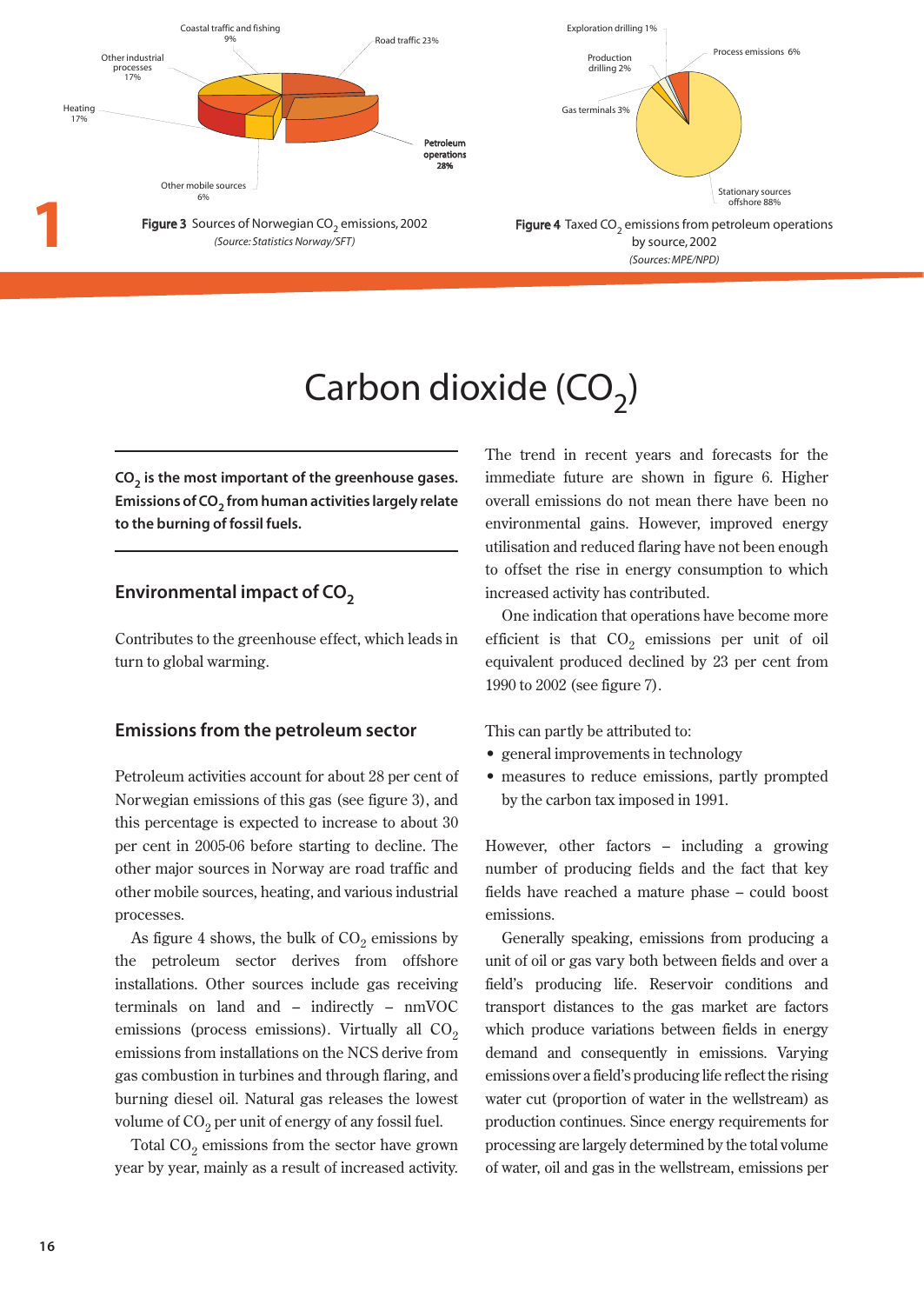Coastal traffic and fishing 9%

Road traffic 23%

Other industrial processes 17%

Heating 17%

**Petroleum operations 28%**

Other mobile sources 6%

**Figure 3** Sources of Norwegian $CO_2$ emissions, 2002
*(Source: Statistics Norway/SFT)*

Exploration drilling 1%

Production drilling 2%

Process emissions 6%

Gas terminals 3%

Stationary sources offshore 88%

**Figure 4** Taxed $CO_2$ emissions from petroleum operations by source, 2002
*(Sources: MPE/NPD)*

# Carbon dioxide ($CO_2$)

**$CO_2$ is the most important of the greenhouse gases. Emissions of $CO_2$ from human activities largely relate to the burning of fossil fuels.**

## Environmental impact of $CO_2$

Contributes to the greenhouse effect, which leads in turn to global warming.

## Emissions from the petroleum sector

Petroleum activities account for about 28 per cent of Norwegian emissions of this gas (see figure 3), and this percentage is expected to increase to about 30 per cent in 2005-06 before starting to decline. The other major sources in Norway are road traffic and other mobile sources, heating, and various industrial processes.

As figure 4 shows, the bulk of $CO_2$ emissions by the petroleum sector derives from offshore installations. Other sources include gas receiving terminals on land and – indirectly – nmVOC emissions (process emissions). Virtually all $CO_2$ emissions from installations on the NCS derive from gas combustion in turbines and through flaring, and burning diesel oil. Natural gas releases the lowest volume of $CO_2$ per unit of energy of any fossil fuel.

Total $CO_2$ emissions from the sector have grown year by year, mainly as a result of increased activity. The trend in recent years and forecasts for the immediate future are shown in figure 6. Higher overall emissions do not mean there have been no environmental gains. However, improved energy utilisation and reduced flaring have not been enough to offset the rise in energy consumption to which increased activity has contributed.

One indication that operations have become more efficient is that $CO_2$ emissions per unit of oil equivalent produced declined by 23 per cent from 1990 to 2002 (see figure 7).

This can partly be attributed to:

- general improvements in technology
- measures to reduce emissions, partly prompted by the carbon tax imposed in 1991.

However, other factors – including a growing number of producing fields and the fact that key fields have reached a mature phase – could boost emissions.

Generally speaking, emissions from producing a unit of oil or gas vary both between fields and over a field's producing life. Reservoir conditions and transport distances to the gas market are factors which produce variations between fields in energy demand and consequently in emissions. Varying emissions over a field's producing life reflect the rising water cut (proportion of water in the wellstream) as production continues. Since energy requirements for processing are largely determined by the total volume of water, oil and gas in the wellstream, emissions per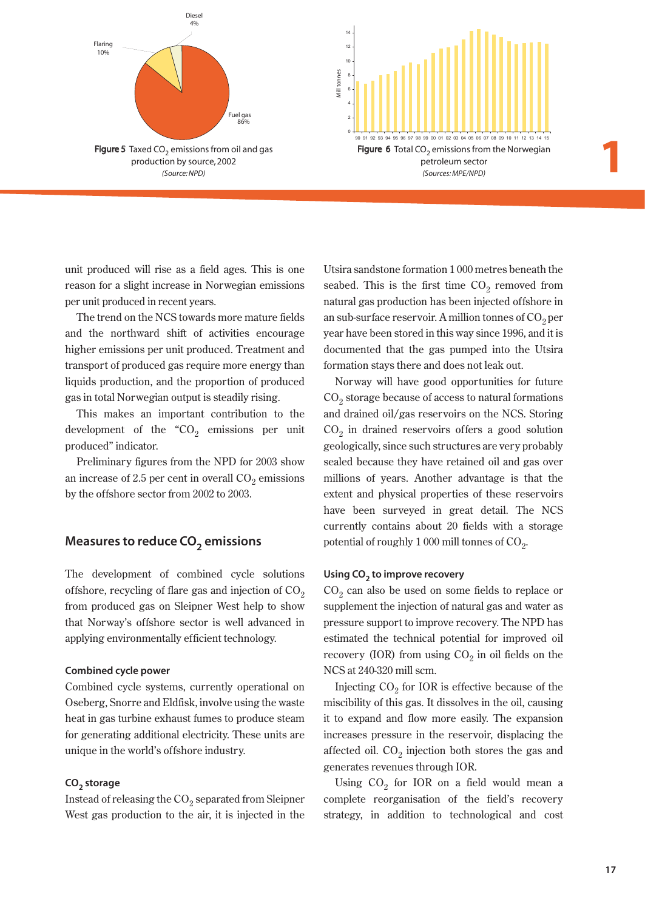Figure 5 Taxed $CO_2$ emissions from oil and gas production by source, 2002
*(Source: NPD)*

Figure 6 Total $CO_2$ emissions from the Norwegian petroleum sector
*(Sources: MPE/NPD)*

unit produced will rise as a field ages. This is one reason for a slight increase in Norwegian emissions per unit produced in recent years.

The trend on the NCS towards more mature fields and the northward shift of activities encourage higher emissions per unit produced. Treatment and transport of produced gas require more energy than liquids production, and the proportion of produced gas in total Norwegian output is steadily rising.

This makes an important contribution to the development of the "$CO_2$ emissions per unit produced" indicator.

Preliminary figures from the NPD for 2003 show an increase of 2.5 per cent in overall $CO_2$ emissions by the offshore sector from 2002 to 2003.

## Measures to reduce $CO_2$ emissions

The development of combined cycle solutions offshore, recycling of flare gas and injection of $CO_2$ from produced gas on Sleipner West help to show that Norway's offshore sector is well advanced in applying environmentally efficient technology.

### Combined cycle power

Combined cycle systems, currently operational on Oseberg, Snorre and Eldfisk, involve using the waste heat in gas turbine exhaust fumes to produce steam for generating additional electricity. These units are unique in the world's offshore industry.

### $CO_2$ storage

Instead of releasing the $CO_2$ separated from Sleipner West gas production to the air, it is injected in the Utsira sandstone formation 1 000 metres beneath the seabed. This is the first time $CO_2$ removed from natural gas production has been injected offshore in an sub-surface reservoir. A million tonnes of $CO_2$ per year have been stored in this way since 1996, and it is documented that the gas pumped into the Utsira formation stays there and does not leak out.

Norway will have good opportunities for future $CO_2$ storage because of access to natural formations and drained oil/gas reservoirs on the NCS. Storing $CO_2$ in drained reservoirs offers a good solution geologically, since such structures are very probably sealed because they have retained oil and gas over millions of years. Another advantage is that the extent and physical properties of these reservoirs have been surveyed in great detail. The NCS currently contains about 20 fields with a storage potential of roughly 1 000 mill tonnes of $CO_2$.

### Using $CO_2$ to improve recovery

$CO_2$ can also be used on some fields to replace or supplement the injection of natural gas and water as pressure support to improve recovery. The NPD has estimated the technical potential for improved oil recovery (IOR) from using $CO_2$ in oil fields on the NCS at 240-320 mill scm.

Injecting $CO_2$ for IOR is effective because of the miscibility of this gas. It dissolves in the oil, causing it to expand and flow more easily. The expansion increases pressure in the reservoir, displacing the affected oil. $CO_2$ injection both stores the gas and generates revenues through IOR.

Using $CO_2$ for IOR on a field would mean a complete reorganisation of the field's recovery strategy, in addition to technological and cost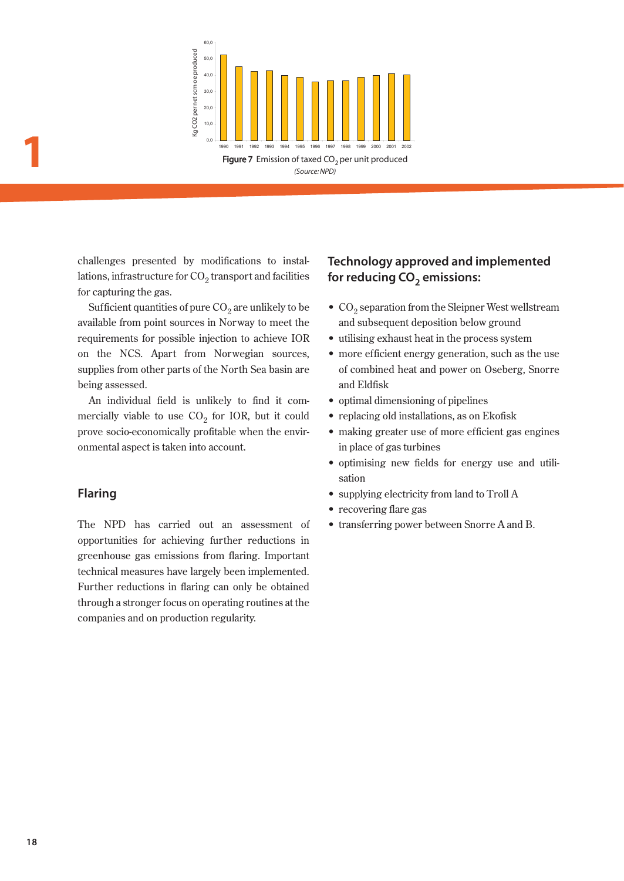Figure 7 Emission of taxed $CO_2$ per unit produced

*(Source: NPD)*

challenges presented by modifications to installations, infrastructure for $CO_2$ transport and facilities for capturing the gas.

Sufficient quantities of pure $CO_2$ are unlikely to be available from point sources in Norway to meet the requirements for possible injection to achieve IOR on the NCS. Apart from Norwegian sources, supplies from other parts of the North Sea basin are being assessed.

An individual field is unlikely to find it commercially viable to use $CO_2$ for IOR, but it could prove socio-economically profitable when the environmental aspect is taken into account.

## Flaring

The NPD has carried out an assessment of opportunities for achieving further reductions in greenhouse gas emissions from flaring. Important technical measures have largely been implemented. Further reductions in flaring can only be obtained through a stronger focus on operating routines at the companies and on production regularity.

## Technology approved and implemented for reducing $CO_2$ emissions:

- $CO_2$ separation from the Sleipner West wellstream and subsequent deposition below ground
- utilising exhaust heat in the process system
- more efficient energy generation, such as the use of combined heat and power on Oseberg, Snorre and Eldfisk
- optimal dimensioning of pipelines
- replacing old installations, as on Ekofisk
- making greater use of more efficient gas engines in place of gas turbines
- optimising new fields for energy use and utilisation
- supplying electricity from land to Troll A
- recovering flare gas
- transferring power between Snorre A and B.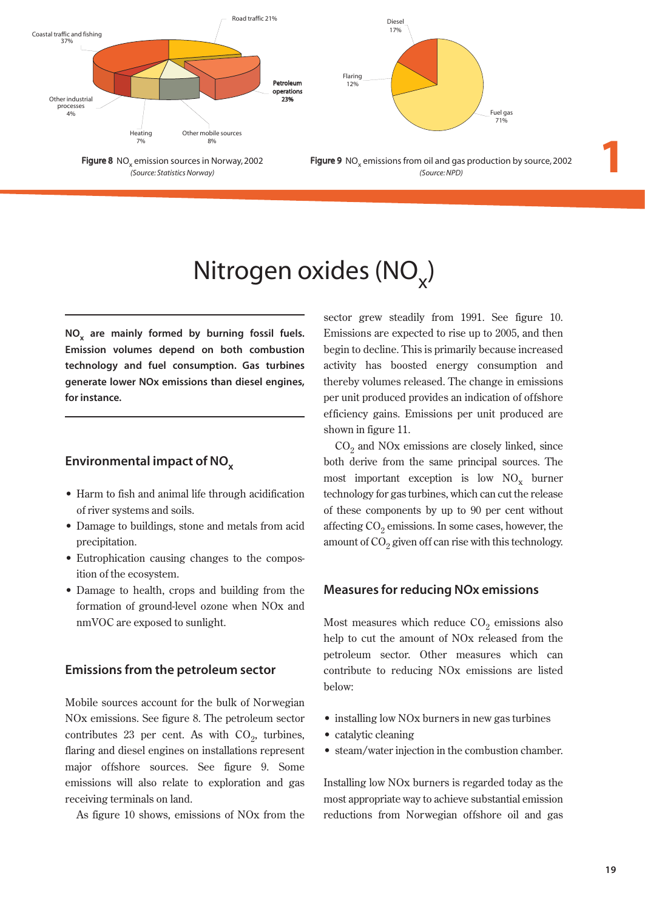Coastal traffic and fishing 37%

Road traffic 21%

Petroleum operations 23%

Other industrial processes 4%

Heating 7%

Other mobile sources 8%

**Figure 8** $NO_x$ emission sources in Norway, 2002
*(Source: Statistics Norway)*

Diesel 17%

Flaring 12%

Fuel gas 71%

**Figure 9** $NO_x$ emissions from oil and gas production by source, 2002
*(Source: NPD)*

# Nitrogen oxides ($NO_x$)

**$NO_x$ are mainly formed by burning fossil fuels. Emission volumes depend on both combustion technology and fuel consumption. Gas turbines generate lower NOx emissions than diesel engines, for instance.**

## Environmental impact of $NO_x$

- Harm to fish and animal life through acidification of river systems and soils.
- Damage to buildings, stone and metals from acid precipitation.
- Eutrophication causing changes to the composition of the ecosystem.
- Damage to health, crops and building from the formation of ground-level ozone when NOx and nmVOC are exposed to sunlight.

## Emissions from the petroleum sector

Mobile sources account for the bulk of Norwegian NOx emissions. See figure 8. The petroleum sector contributes 23 per cent. As with $CO_2$, turbines, flaring and diesel engines on installations represent major offshore sources. See figure 9. Some emissions will also relate to exploration and gas receiving terminals on land.

As figure 10 shows, emissions of NOx from the sector grew steadily from 1991. See figure 10. Emissions are expected to rise up to 2005, and then begin to decline. This is primarily because increased activity has boosted energy consumption and thereby volumes released. The change in emissions per unit produced provides an indication of offshore efficiency gains. Emissions per unit produced are shown in figure 11.

$CO_2$ and NOx emissions are closely linked, since both derive from the same principal sources. The most important exception is low $NO_x$ burner technology for gas turbines, which can cut the release of these components by up to 90 per cent without affecting $CO_2$ emissions. In some cases, however, the amount of $CO_2$ given off can rise with this technology.

## Measures for reducing NOx emissions

Most measures which reduce $CO_2$ emissions also help to cut the amount of NOx released from the petroleum sector. Other measures which can contribute to reducing NOx emissions are listed below:

- installing low NOx burners in new gas turbines
- catalytic cleaning
- steam/water injection in the combustion chamber.

Installing low NOx burners is regarded today as the most appropriate way to achieve substantial emission reductions from Norwegian offshore oil and gas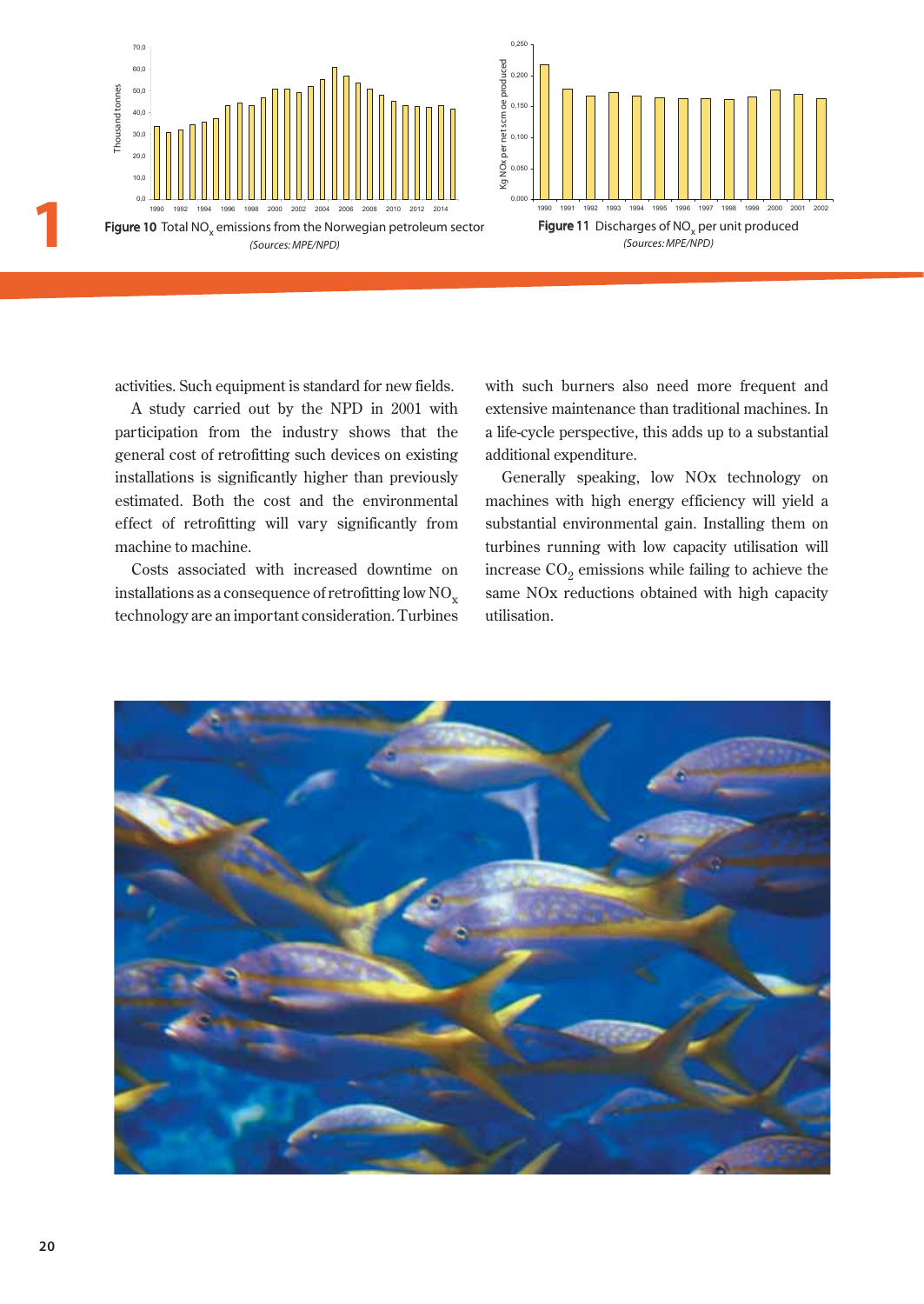**Figure 10** Total $NO_x$ emissions from the Norwegian petroleum sector

*(Sources: MPE/NPD)*

**Figure 11** Discharges of $NO_x$ per unit produced

*(Sources: MPE/NPD)*

activities. Such equipment is standard for new fields.

A study carried out by the NPD in 2001 with participation from the industry shows that the general cost of retrofitting such devices on existing installations is significantly higher than previously estimated. Both the cost and the environmental effect of retrofitting will vary significantly from machine to machine.

Costs associated with increased downtime on installations as a consequence of retrofitting low $NO_x$ technology are an important consideration. Turbines with such burners also need more frequent and extensive maintenance than traditional machines. In a life-cycle perspective, this adds up to a substantial additional expenditure.

Generally speaking, low NOx technology on machines with high energy efficiency will yield a substantial environmental gain. Installing them on turbines running with low capacity utilisation will increase $CO_2$ emissions while failing to achieve the same NOx reductions obtained with high capacity utilisation.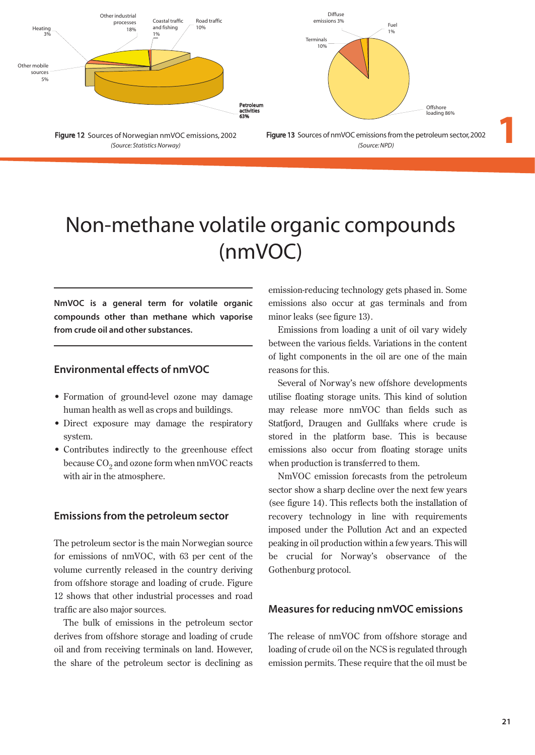Figure 12 Sources of Norwegian nmVOC emissions, 2002
*(Source: Statistics Norway)*

Figure 13 Sources of nmVOC emissions from the petroleum sector, 2002
*(Source: NPD)*

# Non-methane volatile organic compounds (nmVOC)

**NmVOC is a general term for volatile organic compounds other than methane which vaporise from crude oil and other substances.**

## Environmental effects of nmVOC

- Formation of ground-level ozone may damage human health as well as crops and buildings.
- Direct exposure may damage the respiratory system.
- Contributes indirectly to the greenhouse effect because $CO_2$ and ozone form when nmVOC reacts with air in the atmosphere.

## Emissions from the petroleum sector

The petroleum sector is the main Norwegian source for emissions of nmVOC, with 63 per cent of the volume currently released in the country deriving from offshore storage and loading of crude. Figure 12 shows that other industrial processes and road traffic are also major sources.

The bulk of emissions in the petroleum sector derives from offshore storage and loading of crude oil and from receiving terminals on land. However, the share of the petroleum sector is declining as emission-reducing technology gets phased in. Some emissions also occur at gas terminals and from minor leaks (see figure 13).

Emissions from loading a unit of oil vary widely between the various fields. Variations in the content of light components in the oil are one of the main reasons for this.

Several of Norway's new offshore developments utilise floating storage units. This kind of solution may release more nmVOC than fields such as Statfjord, Draugen and Gullfaks where crude is stored in the platform base. This is because emissions also occur from floating storage units when production is transferred to them.

NmVOC emission forecasts from the petroleum sector show a sharp decline over the next few years (see figure 14). This reflects both the installation of recovery technology in line with requirements imposed under the Pollution Act and an expected peaking in oil production within a few years. This will be crucial for Norway's observance of the Gothenburg protocol.

## Measures for reducing nmVOC emissions

The release of nmVOC from offshore storage and loading of crude oil on the NCS is regulated through emission permits. These require that the oil must be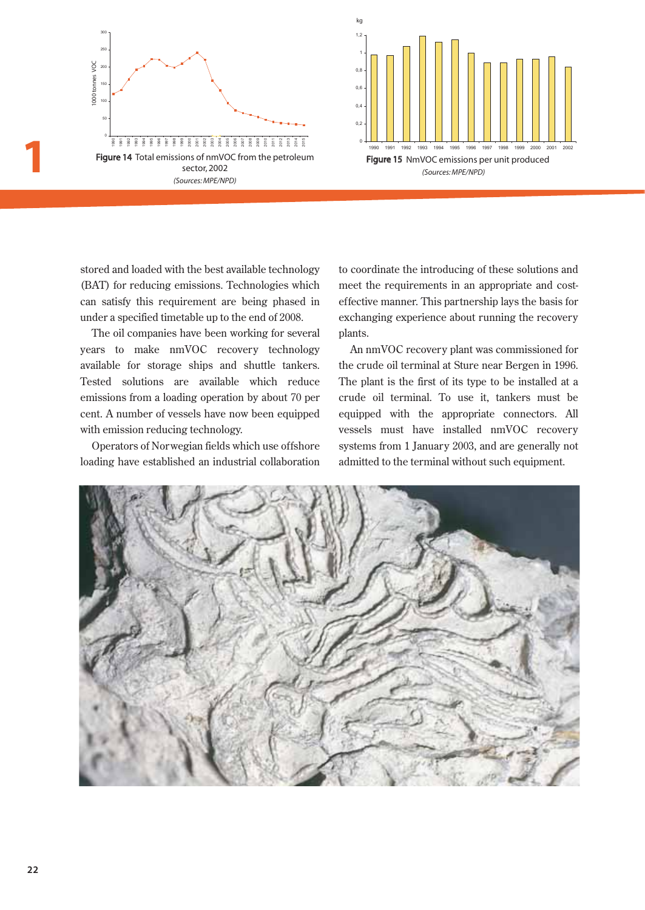Figure 14 Total emissions of nmVOC from the petroleum sector, 2002

*(Sources: MPE/NPD)*

Figure 15 NmVOC emissions per unit produced

*(Sources: MPE/NPD)*

stored and loaded with the best available technology (BAT) for reducing emissions. Technologies which can satisfy this requirement are being phased in under a specified timetable up to the end of 2008.

The oil companies have been working for several years to make nmVOC recovery technology available for storage ships and shuttle tankers. Tested solutions are available which reduce emissions from a loading operation by about 70 per cent. A number of vessels have now been equipped with emission reducing technology.

Operators of Norwegian fields which use offshore loading have established an industrial collaboration to coordinate the introducing of these solutions and meet the requirements in an appropriate and cost-effective manner. This partnership lays the basis for exchanging experience about running the recovery plants.

An nmVOC recovery plant was commissioned for the crude oil terminal at Sture near Bergen in 1996. The plant is the first of its type to be installed at a crude oil terminal. To use it, tankers must be equipped with the appropriate connectors. All vessels must have installed nmVOC recovery systems from 1 January 2003, and are generally not admitted to the terminal without such equipment.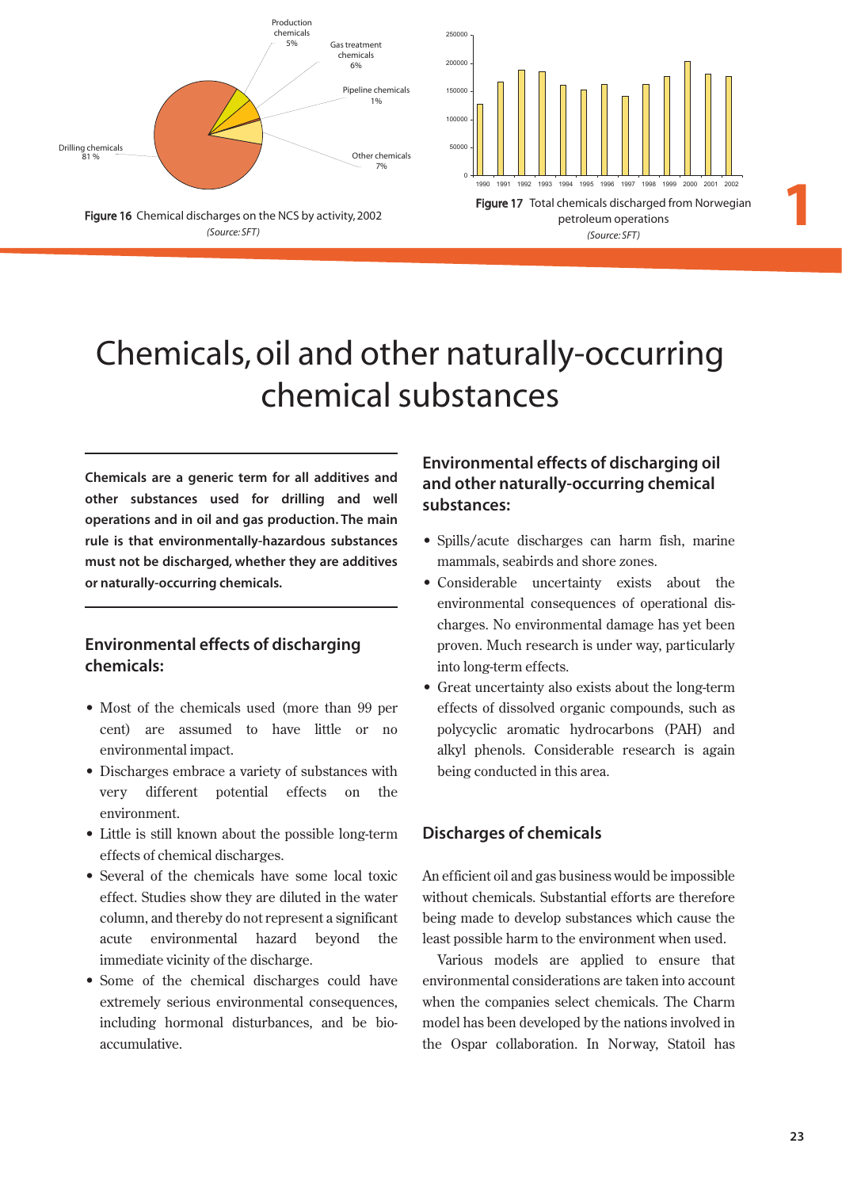Drilling chemicals 81 %

Production chemicals 5%

Gas treatment chemicals 6%

Pipeline chemicals 1%

Other chemicals 7%

**Figure 16** Chemical discharges on the NCS by activity, 2002

*(Source: SFT)*

**Figure 17** Total chemicals discharged from Norwegian petroleum operations

*(Source: SFT)*

# Chemicals, oil and other naturally-occurring chemical substances

**Chemicals are a generic term for all additives and other substances used for drilling and well operations and in oil and gas production. The main rule is that environmentally-hazardous substances must not be discharged, whether they are additives or naturally-occurring chemicals.**

## Environmental effects of discharging chemicals:

- Most of the chemicals used (more than 99 per cent) are assumed to have little or no environmental impact.
- Discharges embrace a variety of substances with very different potential effects on the environment.
- Little is still known about the possible long-term effects of chemical discharges.
- Several of the chemicals have some local toxic effect. Studies show they are diluted in the water column, and thereby do not represent a significant acute environmental hazard beyond the immediate vicinity of the discharge.
- Some of the chemical discharges could have extremely serious environmental consequences, including hormonal disturbances, and be bio-accumulative.

## Environmental effects of discharging oil and other naturally-occurring chemical substances:

- Spills/acute discharges can harm fish, marine mammals, seabirds and shore zones.
- Considerable uncertainty exists about the environmental consequences of operational discharges. No environmental damage has yet been proven. Much research is under way, particularly into long-term effects.
- Great uncertainty also exists about the long-term effects of dissolved organic compounds, such as polycyclic aromatic hydrocarbons (PAH) and alkyl phenols. Considerable research is again being conducted in this area.

## Discharges of chemicals

An efficient oil and gas business would be impossible without chemicals. Substantial efforts are therefore being made to develop substances which cause the least possible harm to the environment when used.

Various models are applied to ensure that environmental considerations are taken into account when the companies select chemicals. The Charm model has been developed by the nations involved in the Ospar collaboration. In Norway, Statoil has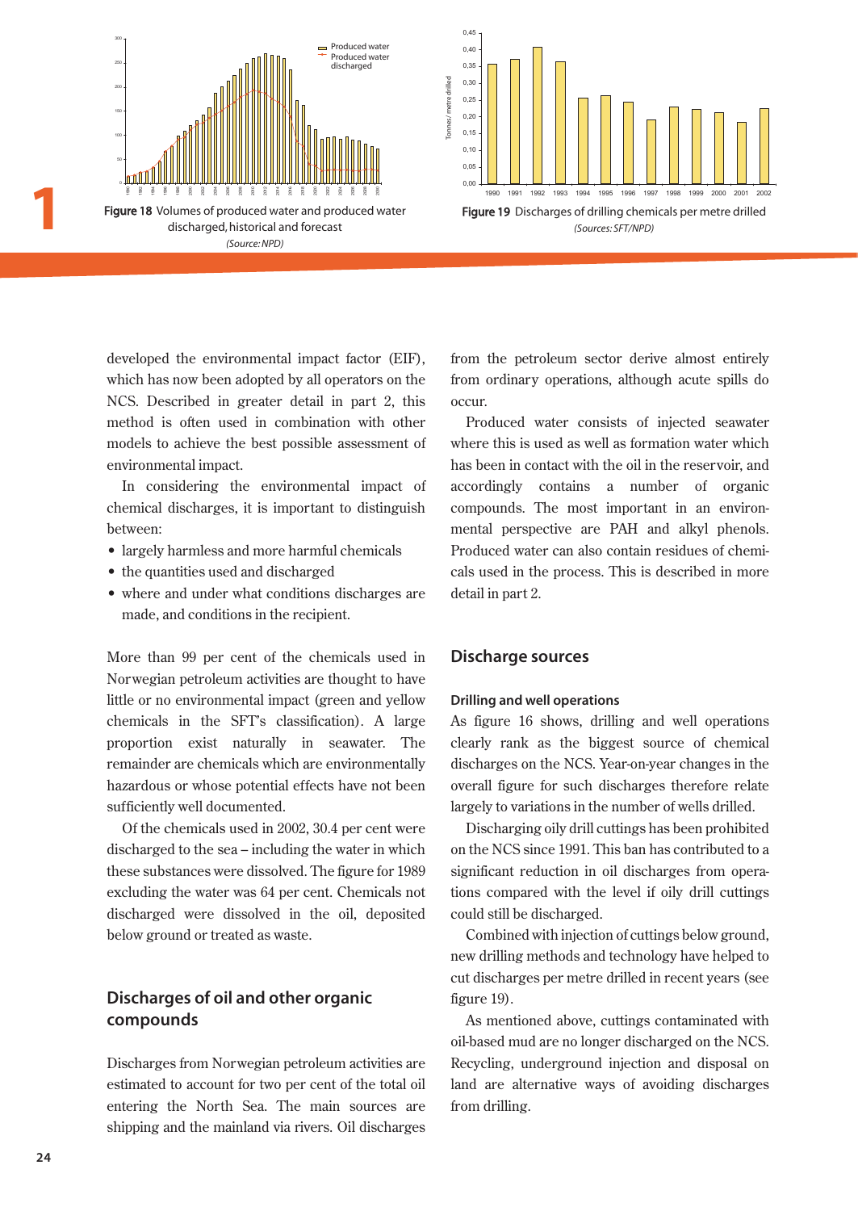Figure 18 Volumes of produced water and produced water discharged, historical and forecast
*(Source: NPD)*

Figure 19 Discharges of drilling chemicals per metre drilled
*(Sources: SFT/NPD)*

developed the environmental impact factor (EIF), which has now been adopted by all operators on the NCS. Described in greater detail in part 2, this method is often used in combination with other models to achieve the best possible assessment of environmental impact.

In considering the environmental impact of chemical discharges, it is important to distinguish between:

- largely harmless and more harmful chemicals
- the quantities used and discharged
- where and under what conditions discharges are made, and conditions in the recipient.

More than 99 per cent of the chemicals used in Norwegian petroleum activities are thought to have little or no environmental impact (green and yellow chemicals in the SFT's classification). A large proportion exist naturally in seawater. The remainder are chemicals which are environmentally hazardous or whose potential effects have not been sufficiently well documented.

Of the chemicals used in 2002, 30.4 per cent were discharged to the sea – including the water in which these substances were dissolved. The figure for 1989 excluding the water was 64 per cent. Chemicals not discharged were dissolved in the oil, deposited below ground or treated as waste.

## Discharges of oil and other organic compounds

Discharges from Norwegian petroleum activities are estimated to account for two per cent of the total oil entering the North Sea. The main sources are shipping and the mainland via rivers. Oil discharges from the petroleum sector derive almost entirely from ordinary operations, although acute spills do occur.

Produced water consists of injected seawater where this is used as well as formation water which has been in contact with the oil in the reservoir, and accordingly contains a number of organic compounds. The most important in an environmental perspective are PAH and alkyl phenols. Produced water can also contain residues of chemicals used in the process. This is described in more detail in part 2.

## Discharge sources

### Drilling and well operations

As figure 16 shows, drilling and well operations clearly rank as the biggest source of chemical discharges on the NCS. Year-on-year changes in the overall figure for such discharges therefore relate largely to variations in the number of wells drilled.

Discharging oily drill cuttings has been prohibited on the NCS since 1991. This ban has contributed to a significant reduction in oil discharges from operations compared with the level if oily drill cuttings could still be discharged.

Combined with injection of cuttings below ground, new drilling methods and technology have helped to cut discharges per metre drilled in recent years (see figure 19).

As mentioned above, cuttings contaminated with oil-based mud are no longer discharged on the NCS. Recycling, underground injection and disposal on land are alternative ways of avoiding discharges from drilling.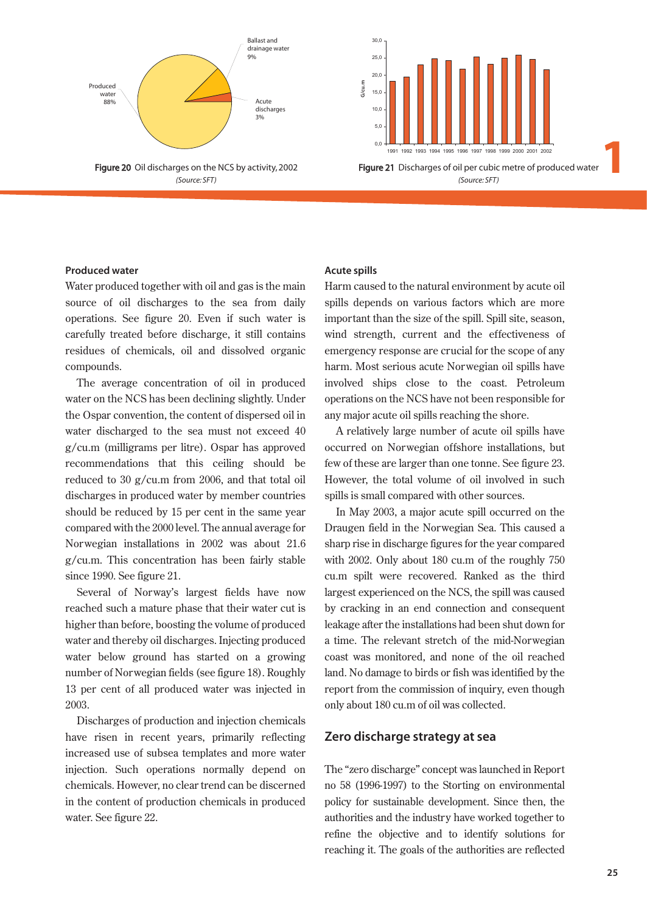Figure 20 Oil discharges on the NCS by activity, 2002
*(Source: SFT)*

Figure 21 Discharges of oil per cubic metre of produced water
*(Source: SFT)*

### Produced water

Water produced together with oil and gas is the main source of oil discharges to the sea from daily operations. See figure 20. Even if such water is carefully treated before discharge, it still contains residues of chemicals, oil and dissolved organic compounds.

The average concentration of oil in produced water on the NCS has been declining slightly. Under the Ospar convention, the content of dispersed oil in water discharged to the sea must not exceed 40 g/cu.m (milligrams per litre). Ospar has approved recommendations that this ceiling should be reduced to 30 g/cu.m from 2006, and that total oil discharges in produced water by member countries should be reduced by 15 per cent in the same year compared with the 2000 level. The annual average for Norwegian installations in 2002 was about 21.6 g/cu.m. This concentration has been fairly stable since 1990. See figure 21.

Several of Norway's largest fields have now reached such a mature phase that their water cut is higher than before, boosting the volume of produced water and thereby oil discharges. Injecting produced water below ground has started on a growing number of Norwegian fields (see figure 18). Roughly 13 per cent of all produced water was injected in 2003.

Discharges of production and injection chemicals have risen in recent years, primarily reflecting increased use of subsea templates and more water injection. Such operations normally depend on chemicals. However, no clear trend can be discerned in the content of production chemicals in produced water. See figure 22.

### Acute spills

Harm caused to the natural environment by acute oil spills depends on various factors which are more important than the size of the spill. Spill site, season, wind strength, current and the effectiveness of emergency response are crucial for the scope of any harm. Most serious acute Norwegian oil spills have involved ships close to the coast. Petroleum operations on the NCS have not been responsible for any major acute oil spills reaching the shore.

A relatively large number of acute oil spills have occurred on Norwegian offshore installations, but few of these are larger than one tonne. See figure 23. However, the total volume of oil involved in such spills is small compared with other sources.

In May 2003, a major acute spill occurred on the Draugen field in the Norwegian Sea. This caused a sharp rise in discharge figures for the year compared with 2002. Only about 180 cu.m of the roughly 750 cu.m spilt were recovered. Ranked as the third largest experienced on the NCS, the spill was caused by cracking in an end connection and consequent leakage after the installations had been shut down for a time. The relevant stretch of the mid-Norwegian coast was monitored, and none of the oil reached land. No damage to birds or fish was identified by the report from the commission of inquiry, even though only about 180 cu.m of oil was collected.

## Zero discharge strategy at sea

The "zero discharge" concept was launched in Report no 58 (1996-1997) to the Storting on environmental policy for sustainable development. Since then, the authorities and the industry have worked together to refine the objective and to identify solutions for reaching it. The goals of the authorities are reflected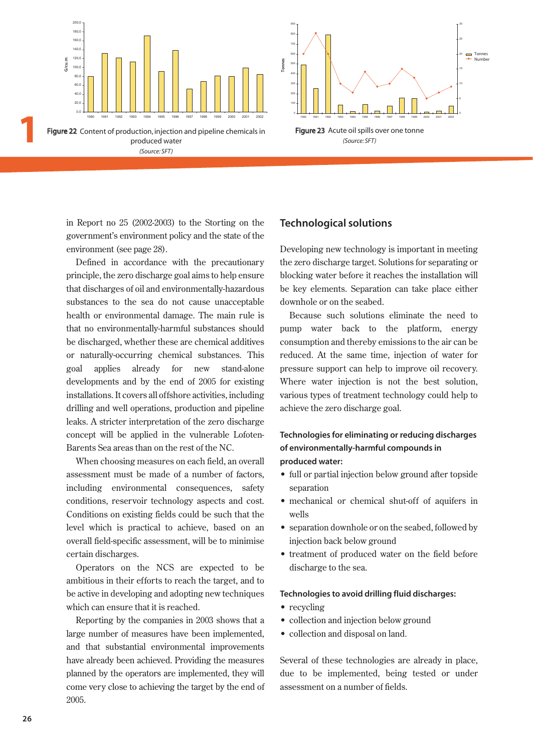Figure 22 Content of production, injection and pipeline chemicals in produced water

*(Source: SFT)*

Figure 23 Acute oil spills over one tonne

*(Source: SFT)*

in Report no 25 (2002-2003) to the Storting on the government's environment policy and the state of the environment (see page 28).

Defined in accordance with the precautionary principle, the zero discharge goal aims to help ensure that discharges of oil and environmentally-hazardous substances to the sea do not cause unacceptable health or environmental damage. The main rule is that no environmentally-harmful substances should be discharged, whether these are chemical additives or naturally-occurring chemical substances. This goal applies already for new stand-alone developments and by the end of 2005 for existing installations. It covers all offshore activities, including drilling and well operations, production and pipeline leaks. A stricter interpretation of the zero discharge concept will be applied in the vulnerable Lofoten-Barents Sea areas than on the rest of the NC.

When choosing measures on each field, an overall assessment must be made of a number of factors, including environmental consequences, safety conditions, reservoir technology aspects and cost. Conditions on existing fields could be such that the level which is practical to achieve, based on an overall field-specific assessment, will be to minimise certain discharges.

Operators on the NCS are expected to be ambitious in their efforts to reach the target, and to be active in developing and adopting new techniques which can ensure that it is reached.

Reporting by the companies in 2003 shows that a large number of measures have been implemented, and that substantial environmental improvements have already been achieved. Providing the measures planned by the operators are implemented, they will come very close to achieving the target by the end of 2005.

## Technological solutions

Developing new technology is important in meeting the zero discharge target. Solutions for separating or blocking water before it reaches the installation will be key elements. Separation can take place either downhole or on the seabed.

Because such solutions eliminate the need to pump water back to the platform, energy consumption and thereby emissions to the air can be reduced. At the same time, injection of water for pressure support can help to improve oil recovery. Where water injection is not the best solution, various types of treatment technology could help to achieve the zero discharge goal.

**Technologies for eliminating or reducing discharges of environmentally-harmful compounds in produced water:**

- full or partial injection below ground after topside separation
- mechanical or chemical shut-off of aquifers in wells
- separation downhole or on the seabed, followed by injection back below ground
- treatment of produced water on the field before discharge to the sea.

**Technologies to avoid drilling fluid discharges:**

- recycling
- collection and injection below ground
- collection and disposal on land.

Several of these technologies are already in place, due to be implemented, being tested or under assessment on a number of fields.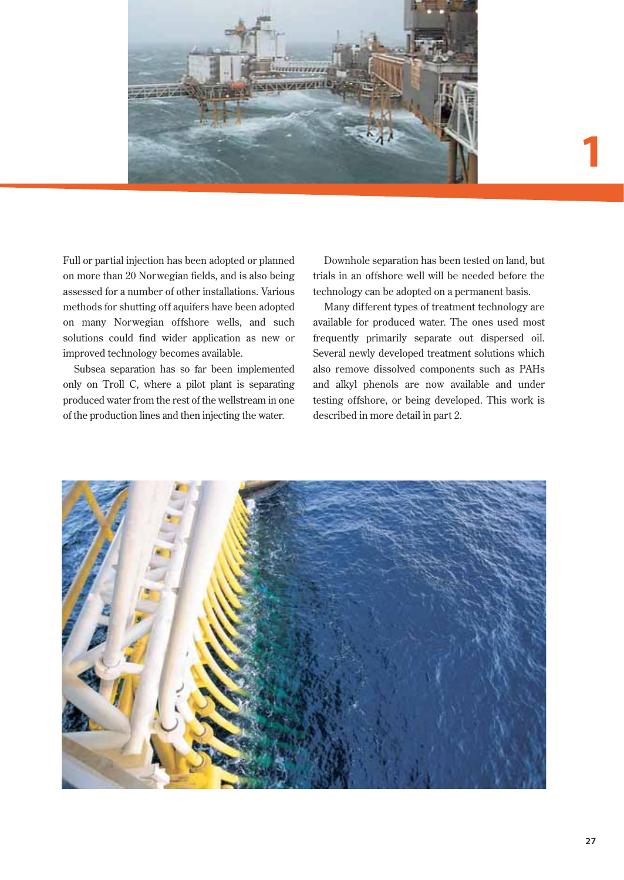Full or partial injection has been adopted or planned on more than 20 Norwegian fields, and is also being assessed for a number of other installations. Various methods for shutting off aquifers have been adopted on many Norwegian offshore wells, and such solutions could find wider application as new or improved technology becomes available.

Subsea separation has so far been implemented only on Troll C, where a pilot plant is separating produced water from the rest of the wellstream in one of the production lines and then injecting the water.

Downhole separation has been tested on land, but trials in an offshore well will be needed before the technology can be adopted on a permanent basis.

Many different types of treatment technology are available for produced water. The ones used most frequently primarily separate out dispersed oil. Several newly developed treatment solutions which also remove dissolved components such as PAHs and alkyl phenols are now available and under testing offshore, or being developed. This work is described in more detail in part 2.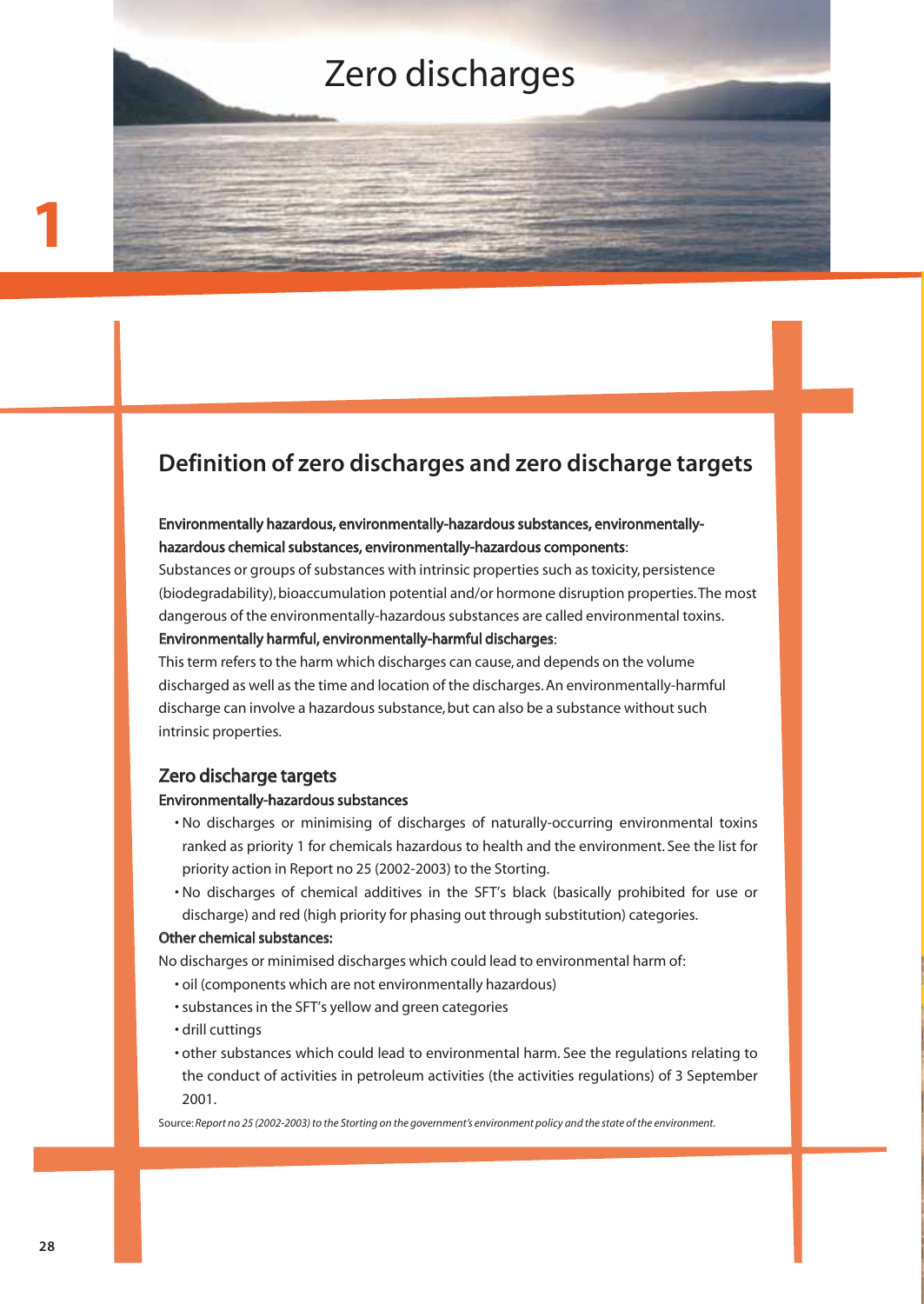# Zero discharges

## Definition of zero discharges and zero discharge targets

**Environmentally hazardous, environmentally-hazardous substances, environmentally-hazardous chemical substances, environmentally-hazardous components**:
Substances or groups of substances with intrinsic properties such as toxicity, persistence (biodegradability), bioaccumulation potential and/or hormone disruption properties. The most dangerous of the environmentally-hazardous substances are called environmental toxins.

**Environmentally harmful, environmentally-harmful discharges**:
This term refers to the harm which discharges can cause, and depends on the volume discharged as well as the time and location of the discharges. An environmentally-harmful discharge can involve a hazardous substance, but can also be a substance without such intrinsic properties.

### Zero discharge targets

**Environmentally-hazardous substances**

- No discharges or minimising of discharges of naturally-occurring environmental toxins ranked as priority 1 for chemicals hazardous to health and the environment. See the list for priority action in Report no 25 (2002-2003) to the Storting.
- No discharges of chemical additives in the SFT's black (basically prohibited for use or discharge) and red (high priority for phasing out through substitution) categories.

**Other chemical substances:**

No discharges or minimised discharges which could lead to environmental harm of:

- oil (components which are not environmentally hazardous)
- substances in the SFT's yellow and green categories
- drill cuttings
- other substances which could lead to environmental harm. See the regulations relating to the conduct of activities in petroleum activities (the activities regulations) of 3 September 2001.

Source: *Report no 25 (2002-2003) to the Storting on the government's environment policy and the state of the environment.*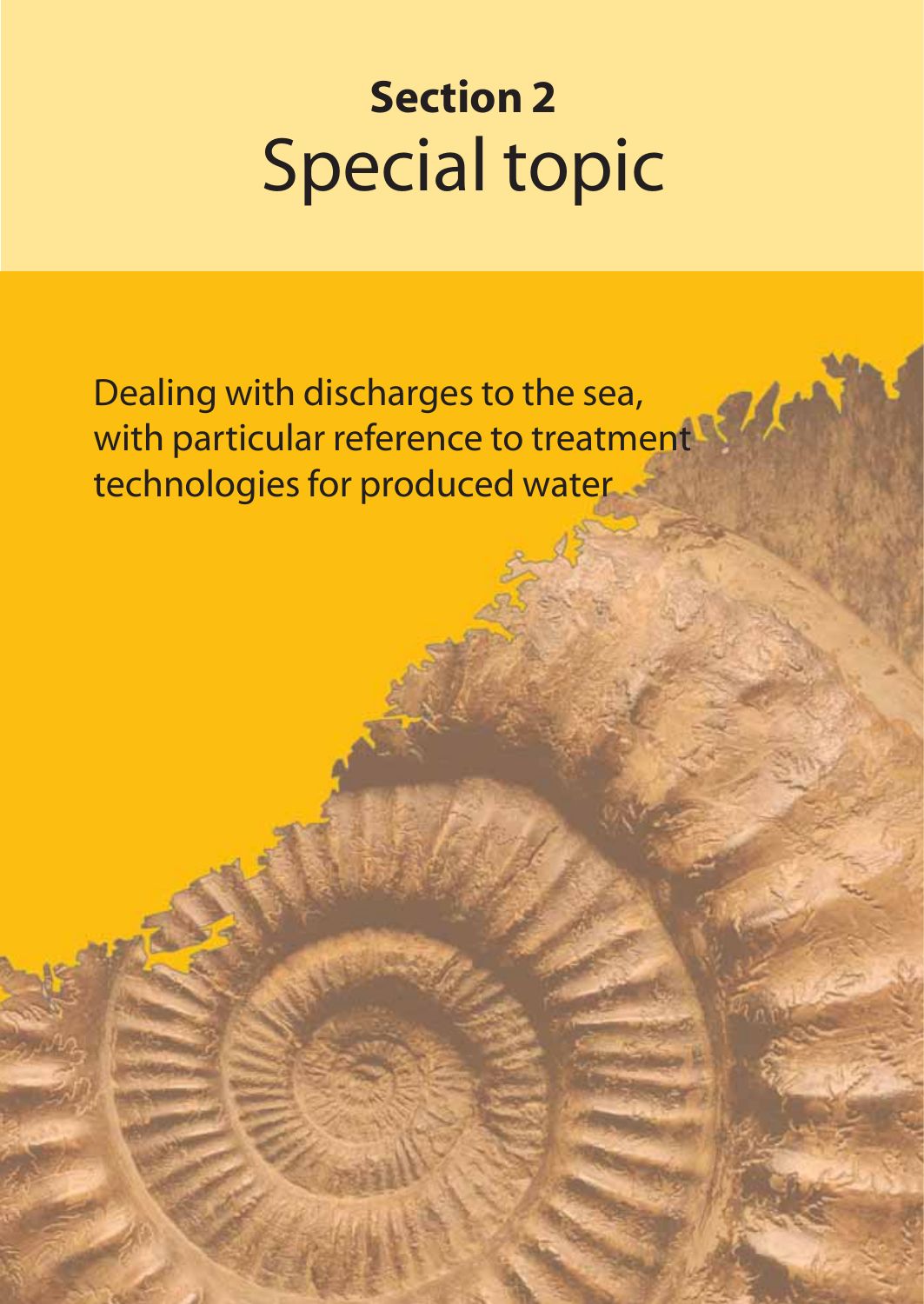# Section 2
# Special topic

Dealing with discharges to the sea, with particular reference to treatment technologies for produced water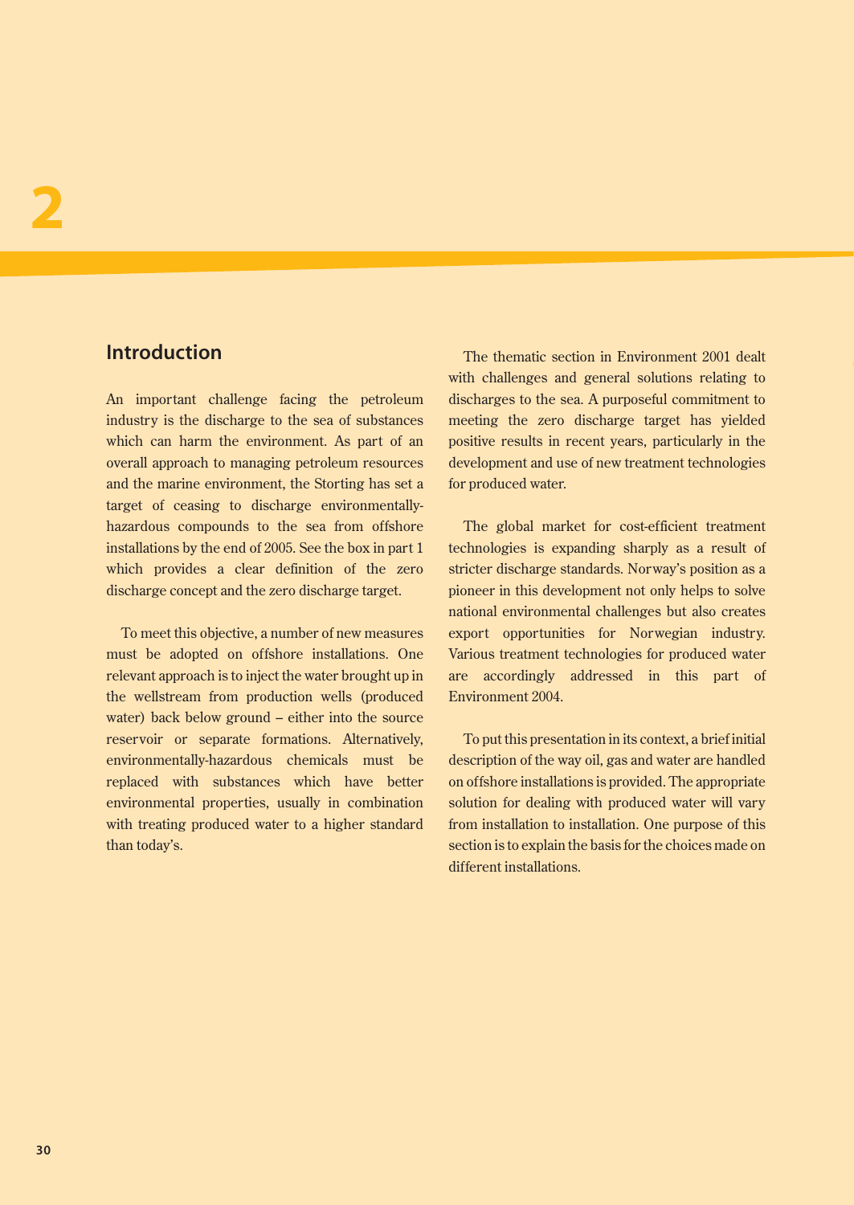# 2

## Introduction

An important challenge facing the petroleum industry is the discharge to the sea of substances which can harm the environment. As part of an overall approach to managing petroleum resources and the marine environment, the Storting has set a target of ceasing to discharge environmentally-hazardous compounds to the sea from offshore installations by the end of 2005. See the box in part 1 which provides a clear definition of the zero discharge concept and the zero discharge target.

To meet this objective, a number of new measures must be adopted on offshore installations. One relevant approach is to inject the water brought up in the wellstream from production wells (produced water) back below ground – either into the source reservoir or separate formations. Alternatively, environmentally-hazardous chemicals must be replaced with substances which have better environmental properties, usually in combination with treating produced water to a higher standard than today's.

The thematic section in Environment 2001 dealt with challenges and general solutions relating to discharges to the sea. A purposeful commitment to meeting the zero discharge target has yielded positive results in recent years, particularly in the development and use of new treatment technologies for produced water.

The global market for cost-efficient treatment technologies is expanding sharply as a result of stricter discharge standards. Norway's position as a pioneer in this development not only helps to solve national environmental challenges but also creates export opportunities for Norwegian industry. Various treatment technologies for produced water are accordingly addressed in this part of Environment 2004.

To put this presentation in its context, a brief initial description of the way oil, gas and water are handled on offshore installations is provided. The appropriate solution for dealing with produced water will vary from installation to installation. One purpose of this section is to explain the basis for the choices made on different installations.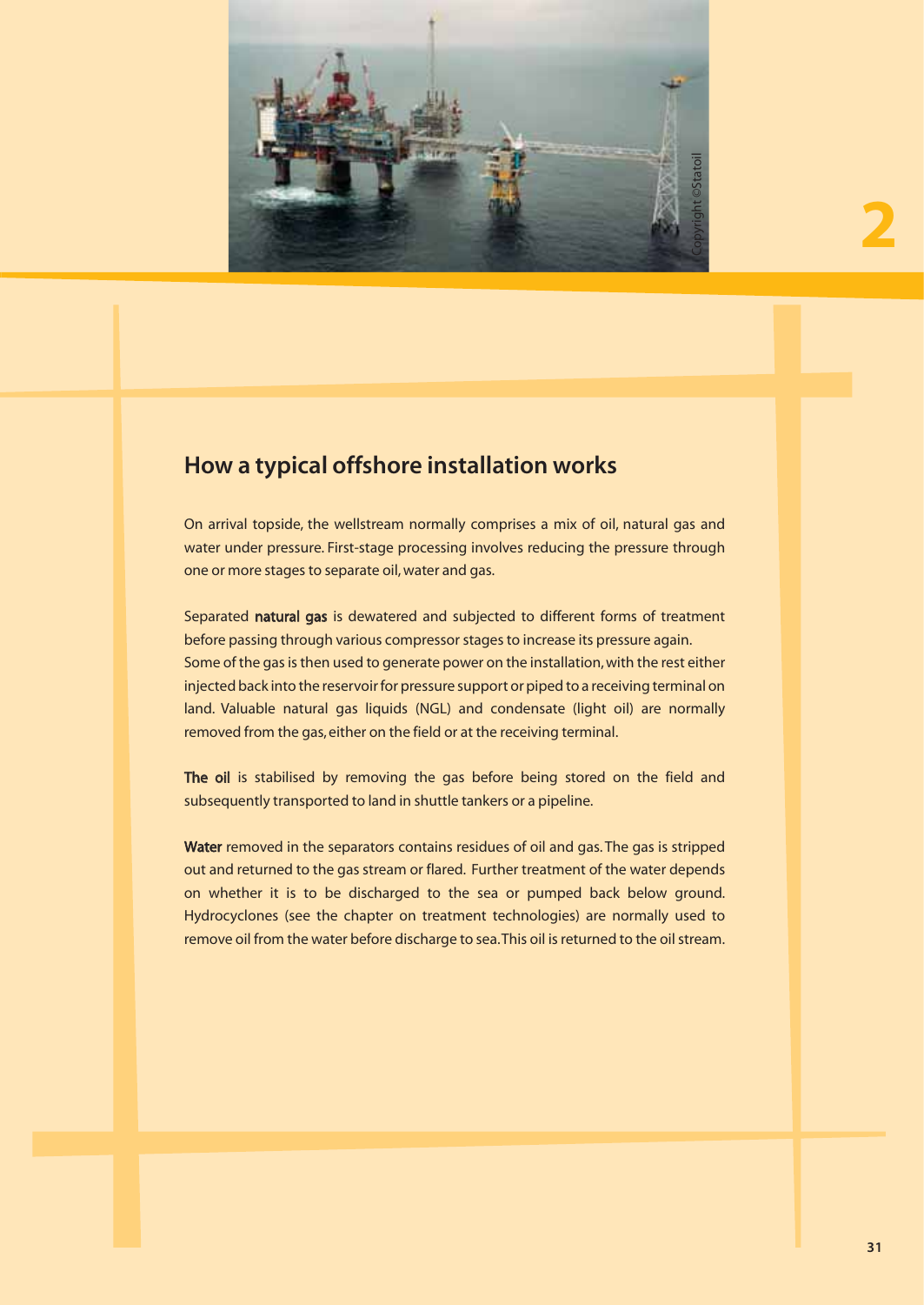## How a typical offshore installation works

On arrival topside, the wellstream normally comprises a mix of oil, natural gas and water under pressure. First-stage processing involves reducing the pressure through one or more stages to separate oil, water and gas.

Separated **natural gas** is dewatered and subjected to different forms of treatment before passing through various compressor stages to increase its pressure again. Some of the gas is then used to generate power on the installation, with the rest either injected back into the reservoir for pressure support or piped to a receiving terminal on land. Valuable natural gas liquids (NGL) and condensate (light oil) are normally removed from the gas, either on the field or at the receiving terminal.

**The oil** is stabilised by removing the gas before being stored on the field and subsequently transported to land in shuttle tankers or a pipeline.

**Water** removed in the separators contains residues of oil and gas. The gas is stripped out and returned to the gas stream or flared. Further treatment of the water depends on whether it is to be discharged to the sea or pumped back below ground. Hydrocyclones (see the chapter on treatment technologies) are normally used to remove oil from the water before discharge to sea. This oil is returned to the oil stream.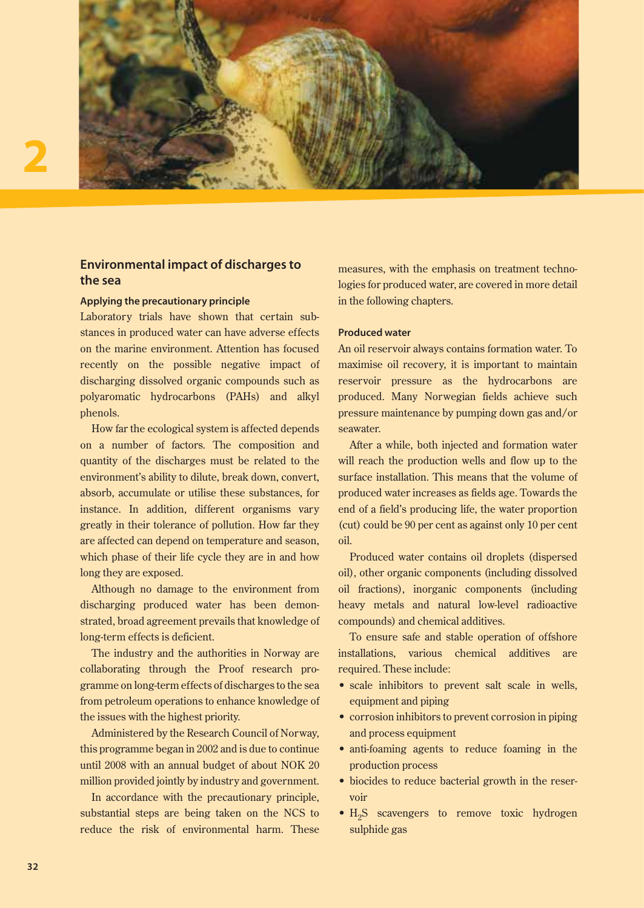# 2

## Environmental impact of discharges to the sea

### Applying the precautionary principle

Laboratory trials have shown that certain substances in produced water can have adverse effects on the marine environment. Attention has focused recently on the possible negative impact of discharging dissolved organic compounds such as polyaromatic hydrocarbons (PAHs) and alkyl phenols.

How far the ecological system is affected depends on a number of factors. The composition and quantity of the discharges must be related to the environment's ability to dilute, break down, convert, absorb, accumulate or utilise these substances, for instance. In addition, different organisms vary greatly in their tolerance of pollution. How far they are affected can depend on temperature and season, which phase of their life cycle they are in and how long they are exposed.

Although no damage to the environment from discharging produced water has been demonstrated, broad agreement prevails that knowledge of long-term effects is deficient.

The industry and the authorities in Norway are collaborating through the Proof research programme on long-term effects of discharges to the sea from petroleum operations to enhance knowledge of the issues with the highest priority.

Administered by the Research Council of Norway, this programme began in 2002 and is due to continue until 2008 with an annual budget of about NOK 20 million provided jointly by industry and government.

In accordance with the precautionary principle, substantial steps are being taken on the NCS to reduce the risk of environmental harm. These measures, with the emphasis on treatment technologies for produced water, are covered in more detail in the following chapters.

### Produced water

An oil reservoir always contains formation water. To maximise oil recovery, it is important to maintain reservoir pressure as the hydrocarbons are produced. Many Norwegian fields achieve such pressure maintenance by pumping down gas and/or seawater.

After a while, both injected and formation water will reach the production wells and flow up to the surface installation. This means that the volume of produced water increases as fields age. Towards the end of a field's producing life, the water proportion (cut) could be 90 per cent as against only 10 per cent oil.

Produced water contains oil droplets (dispersed oil), other organic components (including dissolved oil fractions), inorganic components (including heavy metals and natural low-level radioactive compounds) and chemical additives.

To ensure safe and stable operation of offshore installations, various chemical additives are required. These include:

- scale inhibitors to prevent salt scale in wells, equipment and piping
- corrosion inhibitors to prevent corrosion in piping and process equipment
- anti-foaming agents to reduce foaming in the production process
- biocides to reduce bacterial growth in the reservoir
- $H_2S$ scavengers to remove toxic hydrogen sulphide gas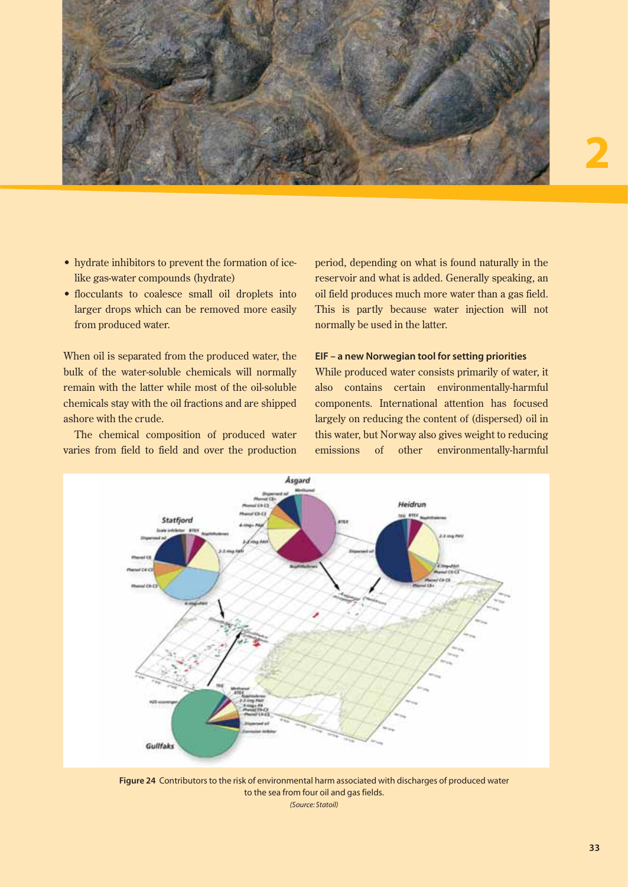- hydrate inhibitors to prevent the formation of ice-like gas-water compounds (hydrate)
- flocculants to coalesce small oil droplets into larger drops which can be removed more easily from produced water.

When oil is separated from the produced water, the bulk of the water-soluble chemicals will normally remain with the latter while most of the oil-soluble chemicals stay with the oil fractions and are shipped ashore with the crude.

The chemical composition of produced water varies from field to field and over the production period, depending on what is found naturally in the reservoir and what is added. Generally speaking, an oil field produces much more water than a gas field. This is partly because water injection will not normally be used in the latter.

**EIF – a new Norwegian tool for setting priorities**

While produced water consists primarily of water, it also contains certain environmentally-harmful components. International attention has focused largely on reducing the content of (dispersed) oil in this water, but Norway also gives weight to reducing emissions of other environmentally-harmful

**Figure 24** Contributors to the risk of environmental harm associated with discharges of produced water to the sea from four oil and gas fields.
*(Source: Statoil)*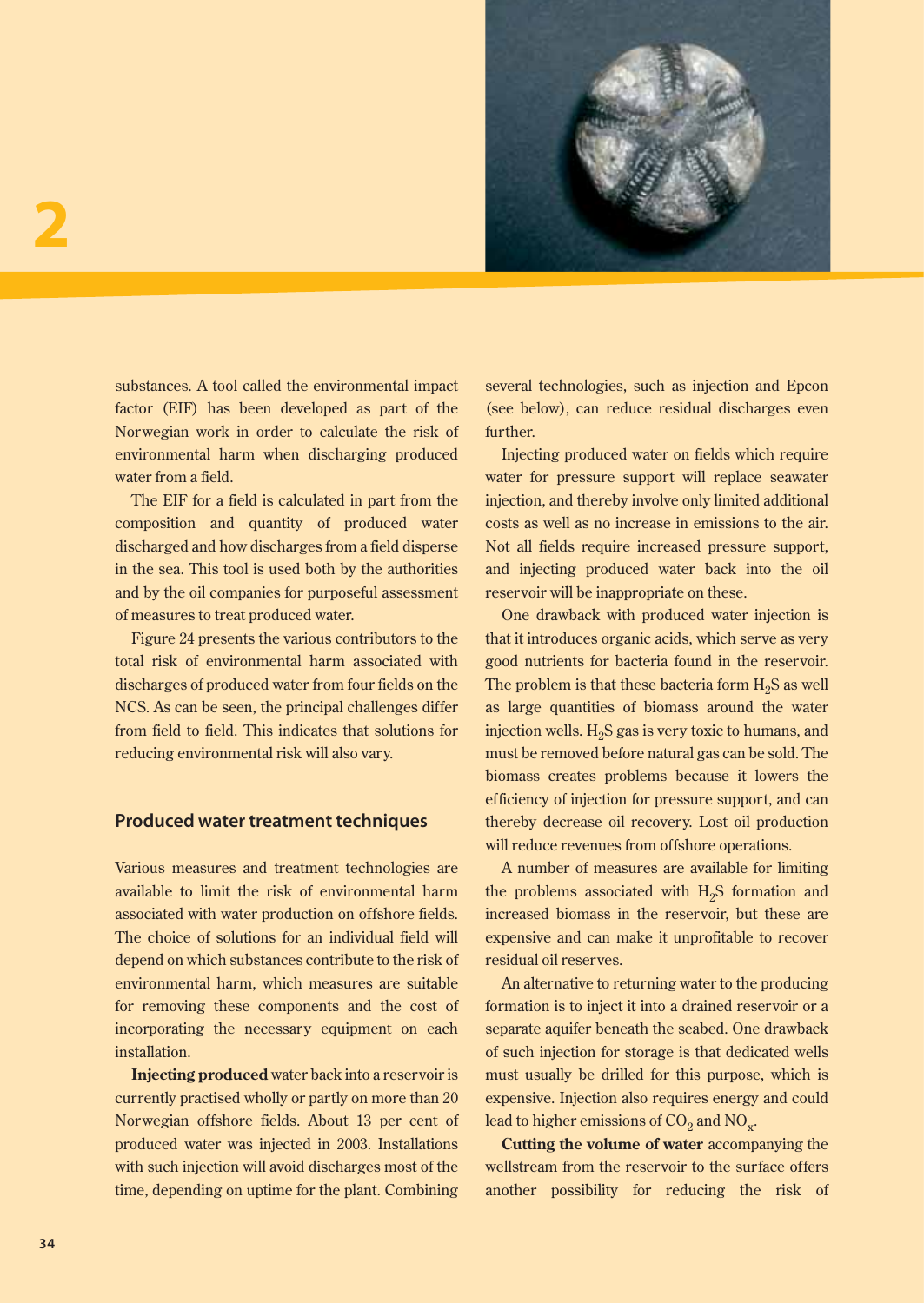substances. A tool called the environmental impact factor (EIF) has been developed as part of the Norwegian work in order to calculate the risk of environmental harm when discharging produced water from a field.

The EIF for a field is calculated in part from the composition and quantity of produced water discharged and how discharges from a field disperse in the sea. This tool is used both by the authorities and by the oil companies for purposeful assessment of measures to treat produced water.

Figure 24 presents the various contributors to the total risk of environmental harm associated with discharges of produced water from four fields on the NCS. As can be seen, the principal challenges differ from field to field. This indicates that solutions for reducing environmental risk will also vary.

## Produced water treatment techniques

Various measures and treatment technologies are available to limit the risk of environmental harm associated with water production on offshore fields. The choice of solutions for an individual field will depend on which substances contribute to the risk of environmental harm, which measures are suitable for removing these components and the cost of incorporating the necessary equipment on each installation.

**Injecting produced** water back into a reservoir is currently practised wholly or partly on more than 20 Norwegian offshore fields. About 13 per cent of produced water was injected in 2003. Installations with such injection will avoid discharges most of the time, depending on uptime for the plant. Combining several technologies, such as injection and Epcon (see below), can reduce residual discharges even further.

Injecting produced water on fields which require water for pressure support will replace seawater injection, and thereby involve only limited additional costs as well as no increase in emissions to the air. Not all fields require increased pressure support, and injecting produced water back into the oil reservoir will be inappropriate on these.

One drawback with produced water injection is that it introduces organic acids, which serve as very good nutrients for bacteria found in the reservoir. The problem is that these bacteria form $H_2S$ as well as large quantities of biomass around the water injection wells. $H_2S$ gas is very toxic to humans, and must be removed before natural gas can be sold. The biomass creates problems because it lowers the efficiency of injection for pressure support, and can thereby decrease oil recovery. Lost oil production will reduce revenues from offshore operations.

A number of measures are available for limiting the problems associated with $H_2S$ formation and increased biomass in the reservoir, but these are expensive and can make it unprofitable to recover residual oil reserves.

An alternative to returning water to the producing formation is to inject it into a drained reservoir or a separate aquifer beneath the seabed. One drawback of such injection for storage is that dedicated wells must usually be drilled for this purpose, which is expensive. Injection also requires energy and could lead to higher emissions of $CO_2$ and $NO_x$.

**Cutting the volume of water** accompanying the wellstream from the reservoir to the surface offers another possibility for reducing the risk of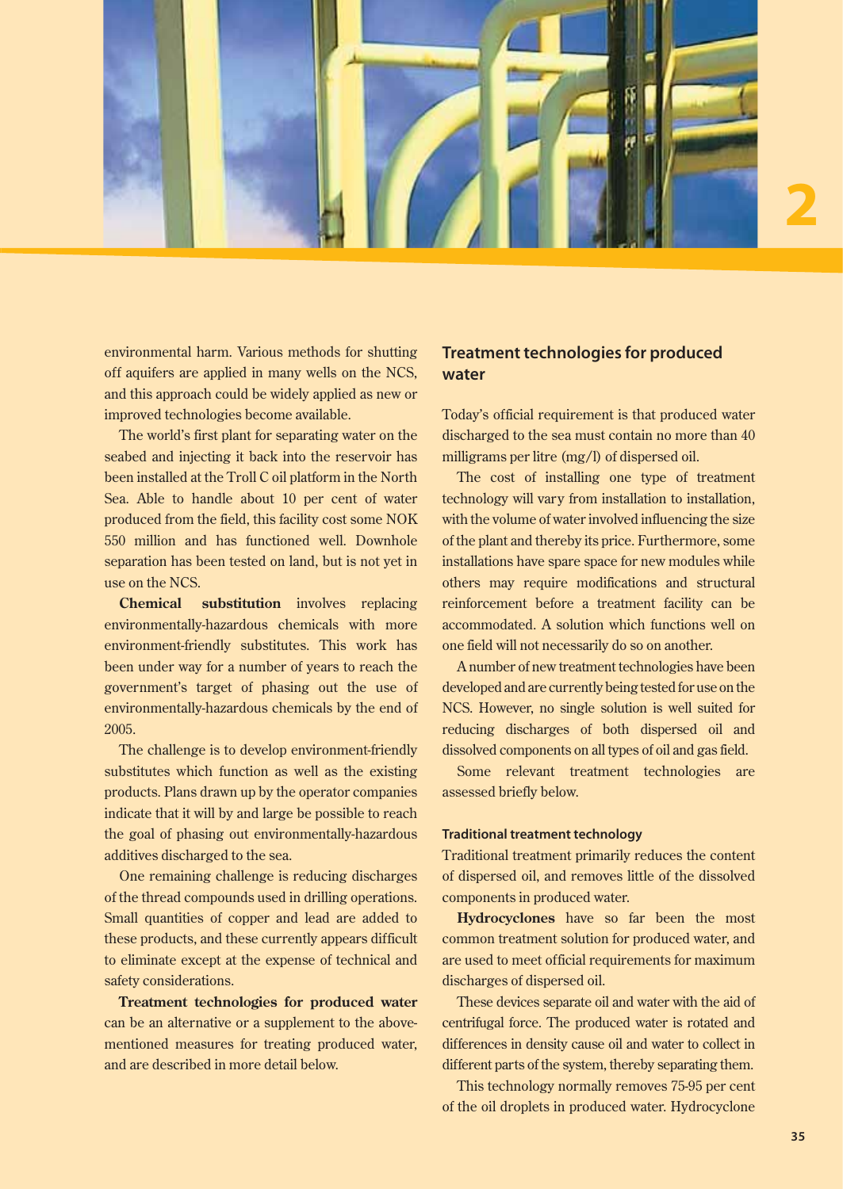environmental harm. Various methods for shutting off aquifers are applied in many wells on the NCS, and this approach could be widely applied as new or improved technologies become available.

The world's first plant for separating water on the seabed and injecting it back into the reservoir has been installed at the Troll C oil platform in the North Sea. Able to handle about 10 per cent of water produced from the field, this facility cost some NOK 550 million and has functioned well. Downhole separation has been tested on land, but is not yet in use on the NCS.

**Chemical substitution** involves replacing environmentally-hazardous chemicals with more environment-friendly substitutes. This work has been under way for a number of years to reach the government's target of phasing out the use of environmentally-hazardous chemicals by the end of 2005.

The challenge is to develop environment-friendly substitutes which function as well as the existing products. Plans drawn up by the operator companies indicate that it will by and large be possible to reach the goal of phasing out environmentally-hazardous additives discharged to the sea.

One remaining challenge is reducing discharges of the thread compounds used in drilling operations. Small quantities of copper and lead are added to these products, and these currently appears difficult to eliminate except at the expense of technical and safety considerations.

**Treatment technologies for produced water** can be an alternative or a supplement to the above-mentioned measures for treating produced water, and are described in more detail below.

## Treatment technologies for produced water

Today's official requirement is that produced water discharged to the sea must contain no more than 40 milligrams per litre (mg/l) of dispersed oil.

The cost of installing one type of treatment technology will vary from installation to installation, with the volume of water involved influencing the size of the plant and thereby its price. Furthermore, some installations have spare space for new modules while others may require modifications and structural reinforcement before a treatment facility can be accommodated. A solution which functions well on one field will not necessarily do so on another.

A number of new treatment technologies have been developed and are currently being tested for use on the NCS. However, no single solution is well suited for reducing discharges of both dispersed oil and dissolved components on all types of oil and gas field.

Some relevant treatment technologies are assessed briefly below.

### Traditional treatment technology

Traditional treatment primarily reduces the content of dispersed oil, and removes little of the dissolved components in produced water.

**Hydrocyclones** have so far been the most common treatment solution for produced water, and are used to meet official requirements for maximum discharges of dispersed oil.

These devices separate oil and water with the aid of centrifugal force. The produced water is rotated and differences in density cause oil and water to collect in different parts of the system, thereby separating them.

This technology normally removes 75-95 per cent of the oil droplets in produced water. Hydrocyclone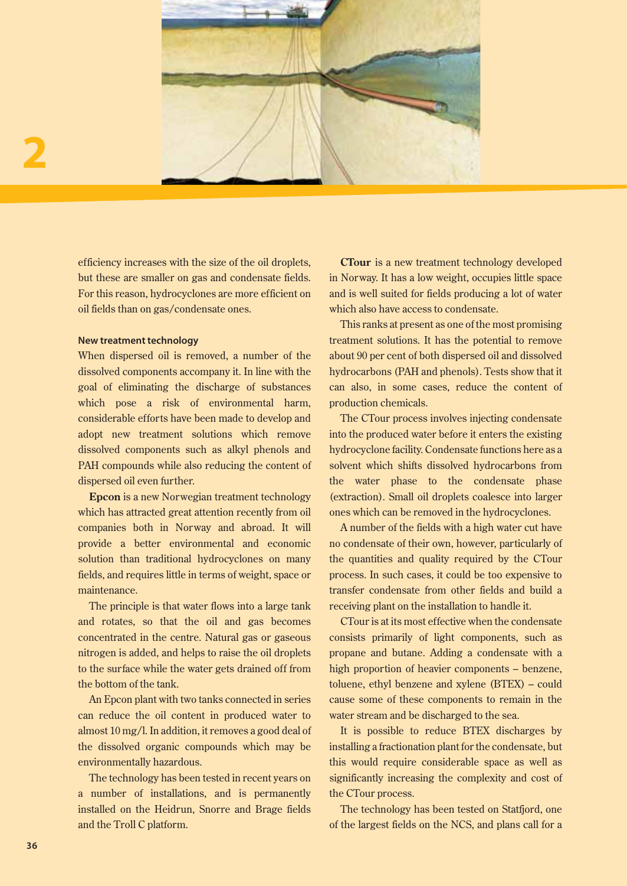efficiency increases with the size of the oil droplets, but these are smaller on gas and condensate fields. For this reason, hydrocyclones are more efficient on oil fields than on gas/condensate ones.

### New treatment technology

When dispersed oil is removed, a number of the dissolved components accompany it. In line with the goal of eliminating the discharge of substances which pose a risk of environmental harm, considerable efforts have been made to develop and adopt new treatment solutions which remove dissolved components such as alkyl phenols and PAH compounds while also reducing the content of dispersed oil even further.

**Epcon** is a new Norwegian treatment technology which has attracted great attention recently from oil companies both in Norway and abroad. It will provide a better environmental and economic solution than traditional hydrocyclones on many fields, and requires little in terms of weight, space or maintenance.

The principle is that water flows into a large tank and rotates, so that the oil and gas becomes concentrated in the centre. Natural gas or gaseous nitrogen is added, and helps to raise the oil droplets to the surface while the water gets drained off from the bottom of the tank.

An Epcon plant with two tanks connected in series can reduce the oil content in produced water to almost 10 mg/l. In addition, it removes a good deal of the dissolved organic compounds which may be environmentally hazardous.

The technology has been tested in recent years on a number of installations, and is permanently installed on the Heidrun, Snorre and Brage fields and the Troll C platform.

**CTour** is a new treatment technology developed in Norway. It has a low weight, occupies little space and is well suited for fields producing a lot of water which also have access to condensate.

This ranks at present as one of the most promising treatment solutions. It has the potential to remove about 90 per cent of both dispersed oil and dissolved hydrocarbons (PAH and phenols). Tests show that it can also, in some cases, reduce the content of production chemicals.

The CTour process involves injecting condensate into the produced water before it enters the existing hydrocyclone facility. Condensate functions here as a solvent which shifts dissolved hydrocarbons from the water phase to the condensate phase (extraction). Small oil droplets coalesce into larger ones which can be removed in the hydrocyclones.

A number of the fields with a high water cut have no condensate of their own, however, particularly of the quantities and quality required by the CTour process. In such cases, it could be too expensive to transfer condensate from other fields and build a receiving plant on the installation to handle it.

CTour is at its most effective when the condensate consists primarily of light components, such as propane and butane. Adding a condensate with a high proportion of heavier components – benzene, toluene, ethyl benzene and xylene (BTEX) – could cause some of these components to remain in the water stream and be discharged to the sea.

It is possible to reduce BTEX discharges by installing a fractionation plant for the condensate, but this would require considerable space as well as significantly increasing the complexity and cost of the CTour process.

The technology has been tested on Statfjord, one of the largest fields on the NCS, and plans call for a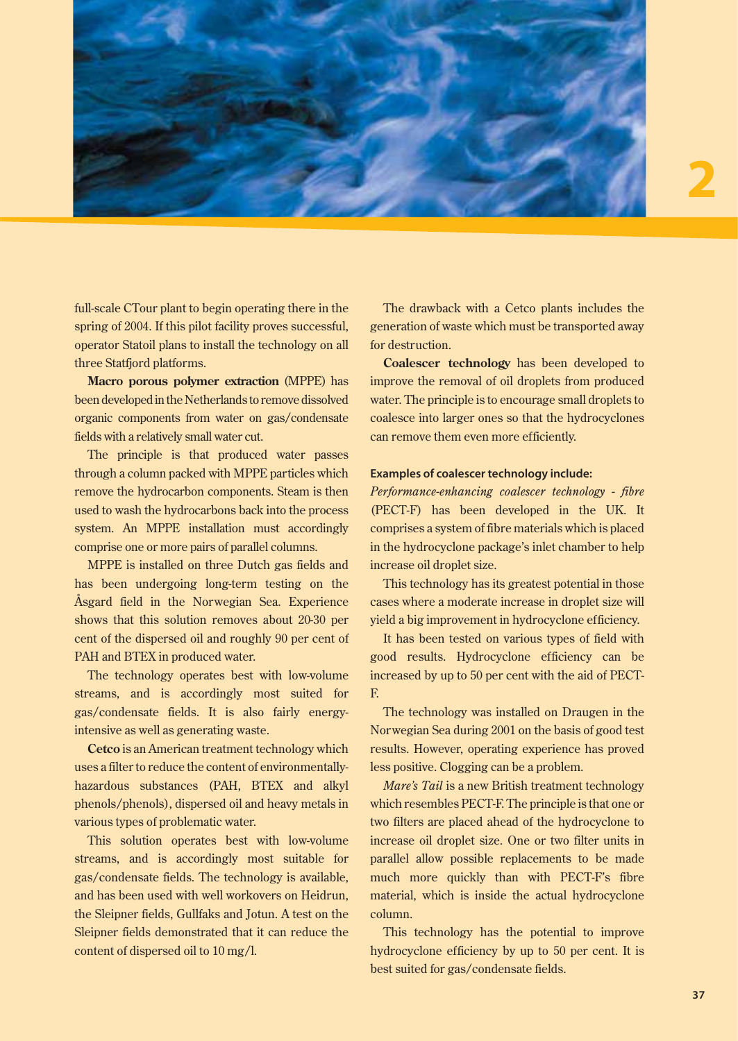full-scale CTour plant to begin operating there in the spring of 2004. If this pilot facility proves successful, operator Statoil plans to install the technology on all three Statfjord platforms.

**Macro porous polymer extraction** (MPPE) has been developed in the Netherlands to remove dissolved organic components from water on gas/condensate fields with a relatively small water cut.

The principle is that produced water passes through a column packed with MPPE particles which remove the hydrocarbon components. Steam is then used to wash the hydrocarbons back into the process system. An MPPE installation must accordingly comprise one or more pairs of parallel columns.

MPPE is installed on three Dutch gas fields and has been undergoing long-term testing on the Åsgard field in the Norwegian Sea. Experience shows that this solution removes about 20-30 per cent of the dispersed oil and roughly 90 per cent of PAH and BTEX in produced water.

The technology operates best with low-volume streams, and is accordingly most suited for gas/condensate fields. It is also fairly energy-intensive as well as generating waste.

**Cetco** is an American treatment technology which uses a filter to reduce the content of environmentally-hazardous substances (PAH, BTEX and alkyl phenols/phenols), dispersed oil and heavy metals in various types of problematic water.

This solution operates best with low-volume streams, and is accordingly most suitable for gas/condensate fields. The technology is available, and has been used with well workovers on Heidrun, the Sleipner fields, Gullfaks and Jotun. A test on the Sleipner fields demonstrated that it can reduce the content of dispersed oil to 10 mg/l.

The drawback with a Cetco plants includes the generation of waste which must be transported away for destruction.

**Coalescer technology** has been developed to improve the removal of oil droplets from produced water. The principle is to encourage small droplets to coalesce into larger ones so that the hydrocyclones can remove them even more efficiently.

**Examples of coalescer technology include:**

*Performance-enhancing coalescer technology - fibre* (PECT-F) has been developed in the UK. It comprises a system of fibre materials which is placed in the hydrocyclone package's inlet chamber to help increase oil droplet size.

This technology has its greatest potential in those cases where a moderate increase in droplet size will yield a big improvement in hydrocyclone efficiency.

It has been tested on various types of field with good results. Hydrocyclone efficiency can be increased by up to 50 per cent with the aid of PECT-F.

The technology was installed on Draugen in the Norwegian Sea during 2001 on the basis of good test results. However, operating experience has proved less positive. Clogging can be a problem.

*Mare's Tail* is a new British treatment technology which resembles PECT-F. The principle is that one or two filters are placed ahead of the hydrocyclone to increase oil droplet size. One or two filter units in parallel allow possible replacements to be made much more quickly than with PECT-F's fibre material, which is inside the actual hydrocyclone column.

This technology has the potential to improve hydrocyclone efficiency by up to 50 per cent. It is best suited for gas/condensate fields.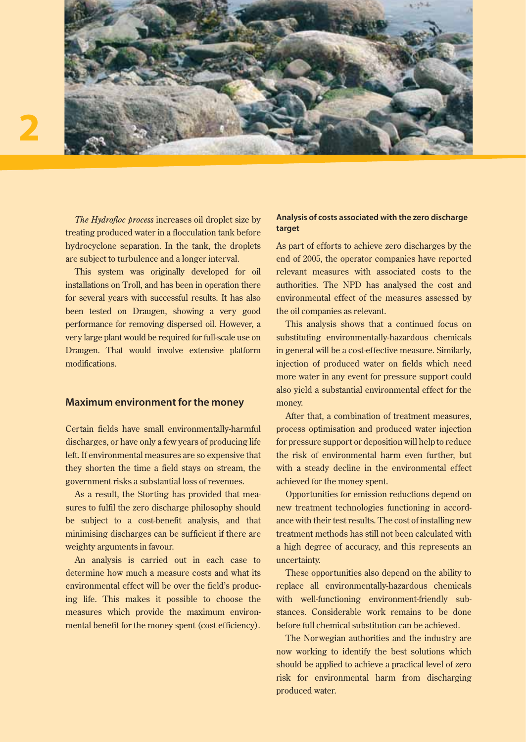*The Hydrofloc process* increases oil droplet size by treating produced water in a flocculation tank before hydrocyclone separation. In the tank, the droplets are subject to turbulence and a longer interval.

This system was originally developed for oil installations on Troll, and has been in operation there for several years with successful results. It has also been tested on Draugen, showing a very good performance for removing dispersed oil. However, a very large plant would be required for full-scale use on Draugen. That would involve extensive platform modifications.

## Maximum environment for the money

Certain fields have small environmentally-harmful discharges, or have only a few years of producing life left. If environmental measures are so expensive that they shorten the time a field stays on stream, the government risks a substantial loss of revenues.

As a result, the Storting has provided that measures to fulfil the zero discharge philosophy should be subject to a cost-benefit analysis, and that minimising discharges can be sufficient if there are weighty arguments in favour.

An analysis is carried out in each case to determine how much a measure costs and what its environmental effect will be over the field's producing life. This makes it possible to choose the measures which provide the maximum environmental benefit for the money spent (cost efficiency).

### Analysis of costs associated with the zero discharge target

As part of efforts to achieve zero discharges by the end of 2005, the operator companies have reported relevant measures with associated costs to the authorities. The NPD has analysed the cost and environmental effect of the measures assessed by the oil companies as relevant.

This analysis shows that a continued focus on substituting environmentally-hazardous chemicals in general will be a cost-effective measure. Similarly, injection of produced water on fields which need more water in any event for pressure support could also yield a substantial environmental effect for the money.

After that, a combination of treatment measures, process optimisation and produced water injection for pressure support or deposition will help to reduce the risk of environmental harm even further, but with a steady decline in the environmental effect achieved for the money spent.

Opportunities for emission reductions depend on new treatment technologies functioning in accordance with their test results. The cost of installing new treatment methods has still not been calculated with a high degree of accuracy, and this represents an uncertainty.

These opportunities also depend on the ability to replace all environmentally-hazardous chemicals with well-functioning environment-friendly substances. Considerable work remains to be done before full chemical substitution can be achieved.

The Norwegian authorities and the industry are now working to identify the best solutions which should be applied to achieve a practical level of zero risk for environmental harm from discharging produced water.